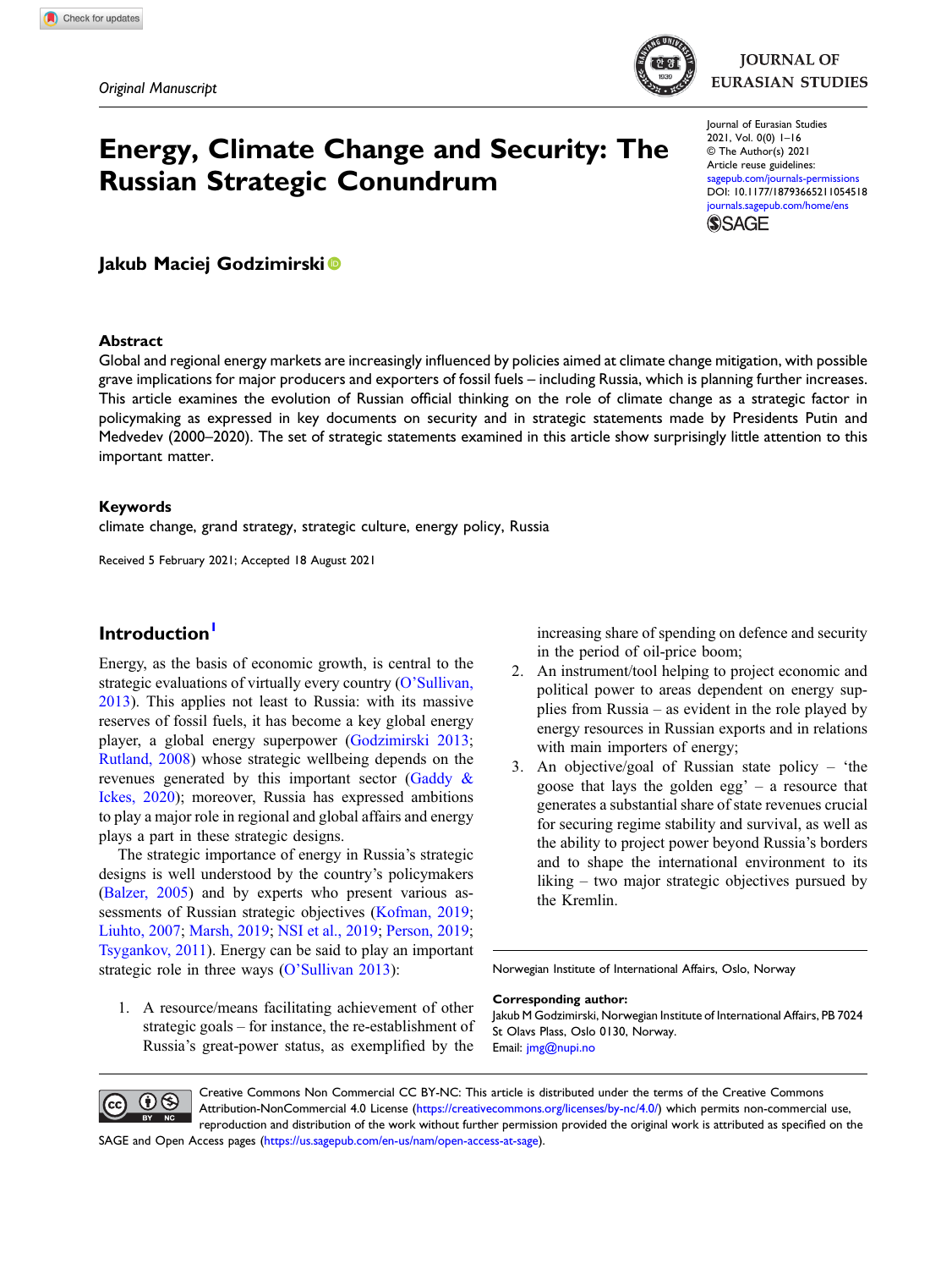*Original Manuscript*

# Energy, Climate Change and Security: The Russian Strategic Conundrum

Journal of Eurasian Studies
2021, Vol. 0(0) 1–16
© The Author(s) 2021
Article reuse guidelines:
sagepub.com/journals-permissions
DOI: 10.1177/18793665211054518
journals.sagepub.com/home/ens

**Jakub Maciej Godzimirski**

### Abstract

Global and regional energy markets are increasingly influenced by policies aimed at climate change mitigation, with possible grave implications for major producers and exporters of fossil fuels – including Russia, which is planning further increases. This article examines the evolution of Russian official thinking on the role of climate change as a strategic factor in policymaking as expressed in key documents on security and in strategic statements made by Presidents Putin and Medvedev (2000–2020). The set of strategic statements examined in this article show surprisingly little attention to this important matter.

### Keywords

climate change, grand strategy, strategic culture, energy policy, Russia

Received 5 February 2021; Accepted 18 August 2021

## Introduction[1]

Energy, as the basis of economic growth, is central to the strategic evaluations of virtually every country (O'Sullivan, 2013). This applies not least to Russia: with its massive reserves of fossil fuels, it has become a key global energy player, a global energy superpower (Godzimirski 2013; Rutland, 2008) whose strategic wellbeing depends on the revenues generated by this important sector (Gaddy & Ickes, 2020); moreover, Russia has expressed ambitions to play a major role in regional and global affairs and energy plays a part in these strategic designs.

The strategic importance of energy in Russia's strategic designs is well understood by the country's policymakers (Balzer, 2005) and by experts who present various assessments of Russian strategic objectives (Kofman, 2019; Liuhto, 2007; Marsh, 2019; NSI et al., 2019; Person, 2019; Tsygankov, 2011). Energy can be said to play an important strategic role in three ways (O'Sullivan 2013):

1. A resource/means facilitating achievement of other strategic goals – for instance, the re-establishment of Russia's great-power status, as exemplified by the increasing share of spending on defence and security in the period of oil-price boom;
2. An instrument/tool helping to project economic and political power to areas dependent on energy supplies from Russia – as evident in the role played by energy resources in Russian exports and in relations with main importers of energy;
3. An objective/goal of Russian state policy – 'the goose that lays the golden egg' – a resource that generates a substantial share of state revenues crucial for securing regime stability and survival, as well as the ability to project power beyond Russia's borders and to shape the international environment to its liking – two major strategic objectives pursued by the Kremlin.

Norwegian Institute of International Affairs, Oslo, Norway

**Corresponding author:**
Jakub M Godzimirski, Norwegian Institute of International Affairs, PB 7024 St Olavs Plass, Oslo 0130, Norway.
Email: jmg@nupi.no

Creative Commons Non Commercial CC BY-NC: This article is distributed under the terms of the Creative Commons Attribution-NonCommercial 4.0 License (https://creativecommons.org/licenses/by-nc/4.0/) which permits non-commercial use, reproduction and distribution of the work without further permission provided the original work is attributed as specified on the SAGE and Open Access pages (https://us.sagepub.com/en-us/nam/open-access-at-sage).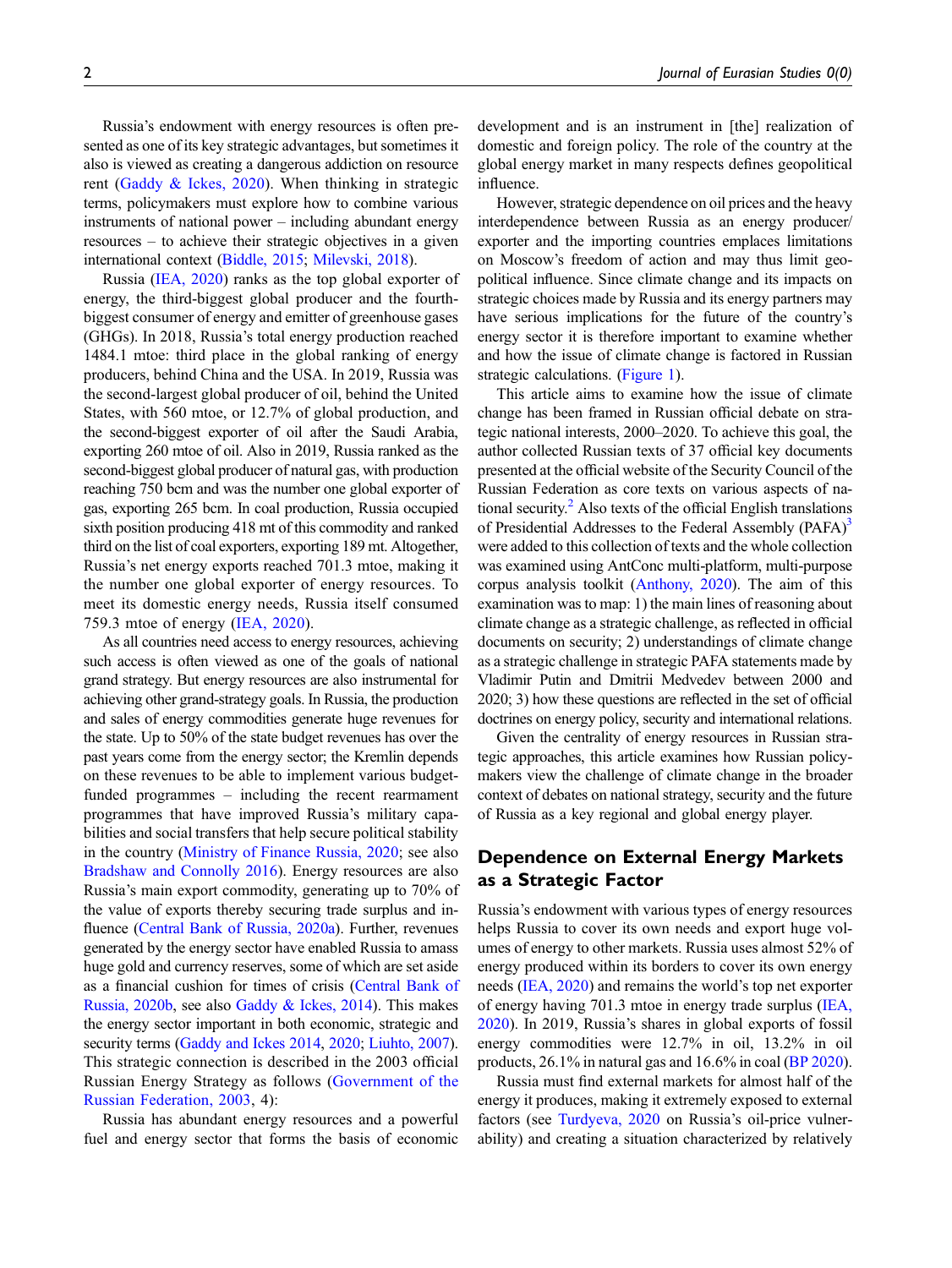Russia's endowment with energy resources is often presented as one of its key strategic advantages, but sometimes it also is viewed as creating a dangerous addiction on resource rent (Gaddy & Ickes, 2020). When thinking in strategic terms, policymakers must explore how to combine various instruments of national power – including abundant energy resources – to achieve their strategic objectives in a given international context (Biddle, 2015; Milevski, 2018).

Russia (IEA, 2020) ranks as the top global exporter of energy, the third-biggest global producer and the fourth-biggest consumer of energy and emitter of greenhouse gases (GHGs). In 2018, Russia's total energy production reached 1484.1 mtoe: third place in the global ranking of energy producers, behind China and the USA. In 2019, Russia was the second-largest global producer of oil, behind the United States, with 560 mtoe, or 12.7% of global production, and the second-biggest exporter of oil after the Saudi Arabia, exporting 260 mtoe of oil. Also in 2019, Russia ranked as the second-biggest global producer of natural gas, with production reaching 750 bcm and was the number one global exporter of gas, exporting 265 bcm. In coal production, Russia occupied sixth position producing 418 mt of this commodity and ranked third on the list of coal exporters, exporting 189 mt. Altogether, Russia's net energy exports reached 701.3 mtoe, making it the number one global exporter of energy resources. To meet its domestic energy needs, Russia itself consumed 759.3 mtoe of energy (IEA, 2020).

As all countries need access to energy resources, achieving such access is often viewed as one of the goals of national grand strategy. But energy resources are also instrumental for achieving other grand-strategy goals. In Russia, the production and sales of energy commodities generate huge revenues for the state. Up to 50% of the state budget revenues has over the past years come from the energy sector; the Kremlin depends on these revenues to be able to implement various budget-funded programmes – including the recent rearmament programmes that have improved Russia's military capabilities and social transfers that help secure political stability in the country (Ministry of Finance Russia, 2020; see also Bradshaw and Connolly 2016). Energy resources are also Russia's main export commodity, generating up to 70% of the value of exports thereby securing trade surplus and influence (Central Bank of Russia, 2020a). Further, revenues generated by the energy sector have enabled Russia to amass huge gold and currency reserves, some of which are set aside as a financial cushion for times of crisis (Central Bank of Russia, 2020b, see also Gaddy & Ickes, 2014). This makes the energy sector important in both economic, strategic and security terms (Gaddy and Ickes 2014, 2020; Liuhto, 2007). This strategic connection is described in the 2003 official Russian Energy Strategy as follows (Government of the Russian Federation, 2003, 4):

> Russia has abundant energy resources and a powerful fuel and energy sector that forms the basis of economic development and is an instrument in [the] realization of domestic and foreign policy. The role of the country at the global energy market in many respects defines geopolitical influence.

However, strategic dependence on oil prices and the heavy interdependence between Russia as an energy producer/exporter and the importing countries emplaces limitations on Moscow's freedom of action and may thus limit geopolitical influence. Since climate change and its impacts on strategic choices made by Russia and its energy partners may have serious implications for the future of the country's energy sector it is therefore important to examine whether and how the issue of climate change is factored in Russian strategic calculations. (Figure 1).

This article aims to examine how the issue of climate change has been framed in Russian official debate on strategic national interests, 2000–2020. To achieve this goal, the author collected Russian texts of 37 official key documents presented at the official website of the Security Council of the Russian Federation as core texts on various aspects of national security.[2] Also texts of the official English translations of Presidential Addresses to the Federal Assembly (PAFA)[3] were added to this collection of texts and the whole collection was examined using AntConc multi-platform, multi-purpose corpus analysis toolkit (Anthony, 2020). The aim of this examination was to map: 1) the main lines of reasoning about climate change as a strategic challenge, as reflected in official documents on security; 2) understandings of climate change as a strategic challenge in strategic PAFA statements made by Vladimir Putin and Dmitrii Medvedev between 2000 and 2020; 3) how these questions are reflected in the set of official doctrines on energy policy, security and international relations.

Given the centrality of energy resources in Russian strategic approaches, this article examines how Russian policymakers view the challenge of climate change in the broader context of debates on national strategy, security and the future of Russia as a key regional and global energy player.

## Dependence on External Energy Markets as a Strategic Factor

Russia's endowment with various types of energy resources helps Russia to cover its own needs and export huge volumes of energy to other markets. Russia uses almost 52% of energy produced within its borders to cover its own energy needs (IEA, 2020) and remains the world's top net exporter of energy having 701.3 mtoe in energy trade surplus (IEA, 2020). In 2019, Russia's shares in global exports of fossil energy commodities were 12.7% in oil, 13.2% in oil products, 26.1% in natural gas and 16.6% in coal (BP 2020).

Russia must find external markets for almost half of the energy it produces, making it extremely exposed to external factors (see Turdyeva, 2020 on Russia's oil-price vulnerability) and creating a situation characterized by relatively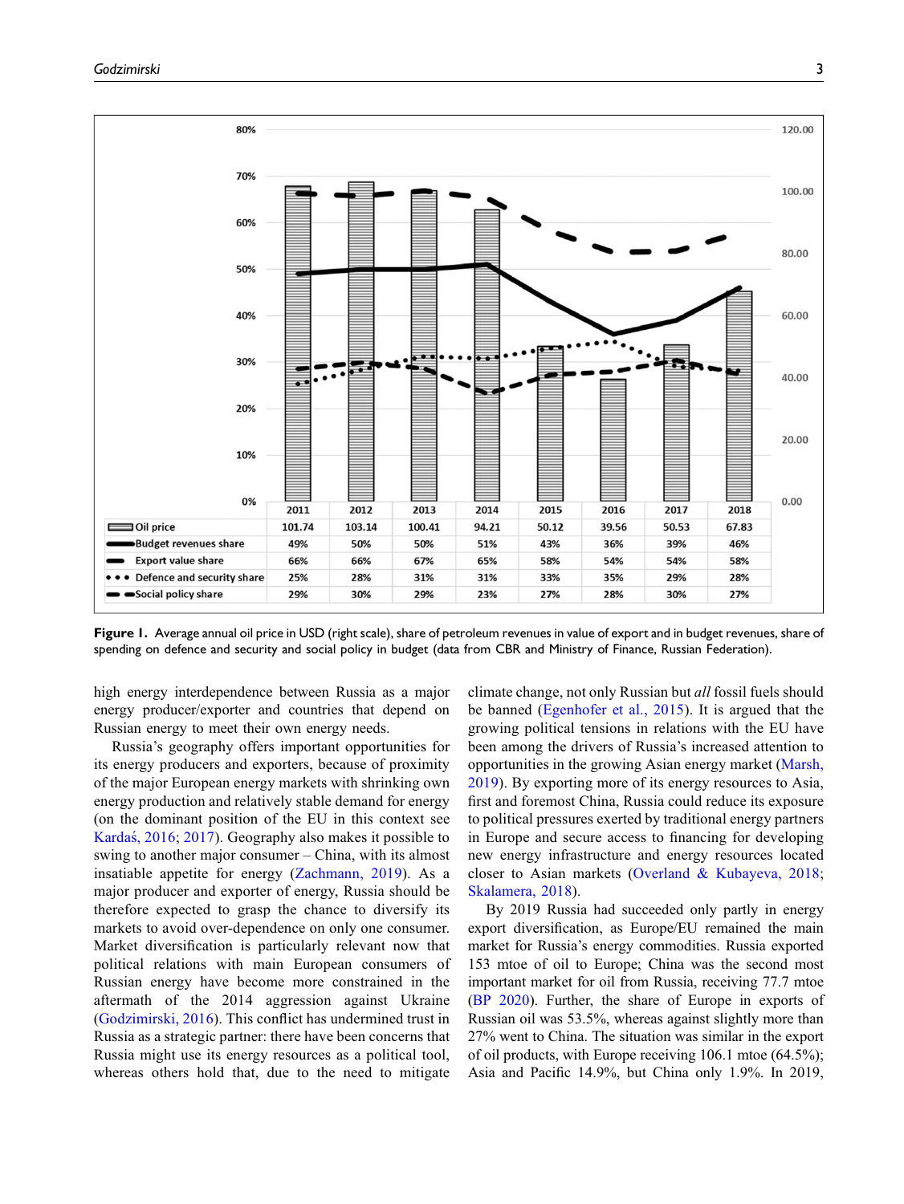| | 2011 | 2012 | 2013 | 2014 | 2015 | 2016 | 2017 | 2018 |
|---|---|---|---|---|---|---|---|---|
| Oil price | 101.74 | 103.14 | 100.41 | 94.21 | 50.12 | 39.56 | 50.53 | 67.83 |
| Budget revenues share | 49% | 50% | 50% | 51% | 43% | 36% | 39% | 46% |
| Export value share | 66% | 66% | 67% | 65% | 58% | 54% | 54% | 58% |
| Defence and security share | 25% | 28% | 31% | 31% | 33% | 35% | 29% | 28% |
| Social policy share | 29% | 30% | 29% | 23% | 27% | 28% | 30% | 27% |

**Figure 1.** Average annual oil price in USD (right scale), share of petroleum revenues in value of export and in budget revenues, share of spending on defence and security and social policy in budget (data from CBR and Ministry of Finance, Russian Federation).

high energy interdependence between Russia as a major energy producer/exporter and countries that depend on Russian energy to meet their own energy needs.

Russia's geography offers important opportunities for its energy producers and exporters, because of proximity of the major European energy markets with shrinking own energy production and relatively stable demand for energy (on the dominant position of the EU in this context see Kardaś, 2016; 2017). Geography also makes it possible to swing to another major consumer – China, with its almost insatiable appetite for energy (Zachmann, 2019). As a major producer and exporter of energy, Russia should be therefore expected to grasp the chance to diversify its markets to avoid over-dependence on only one consumer. Market diversification is particularly relevant now that political relations with main European consumers of Russian energy have become more constrained in the aftermath of the 2014 aggression against Ukraine (Godzimirski, 2016). This conflict has undermined trust in Russia as a strategic partner: there have been concerns that Russia might use its energy resources as a political tool, whereas others hold that, due to the need to mitigate climate change, not only Russian but *all* fossil fuels should be banned (Egenhofer et al., 2015). It is argued that the growing political tensions in relations with the EU have been among the drivers of Russia's increased attention to opportunities in the growing Asian energy market (Marsh, 2019). By exporting more of its energy resources to Asia, first and foremost China, Russia could reduce its exposure to political pressures exerted by traditional energy partners in Europe and secure access to financing for developing new energy infrastructure and energy resources located closer to Asian markets (Overland & Kubayeva, 2018; Skalamera, 2018).

By 2019 Russia had succeeded only partly in energy export diversification, as Europe/EU remained the main market for Russia's energy commodities. Russia exported 153 mtoe of oil to Europe; China was the second most important market for oil from Russia, receiving 77.7 mtoe (BP 2020). Further, the share of Europe in exports of Russian oil was 53.5%, whereas against slightly more than 27% went to China. The situation was similar in the export of oil products, with Europe receiving 106.1 mtoe (64.5%); Asia and Pacific 14.9%, but China only 1.9%. In 2019,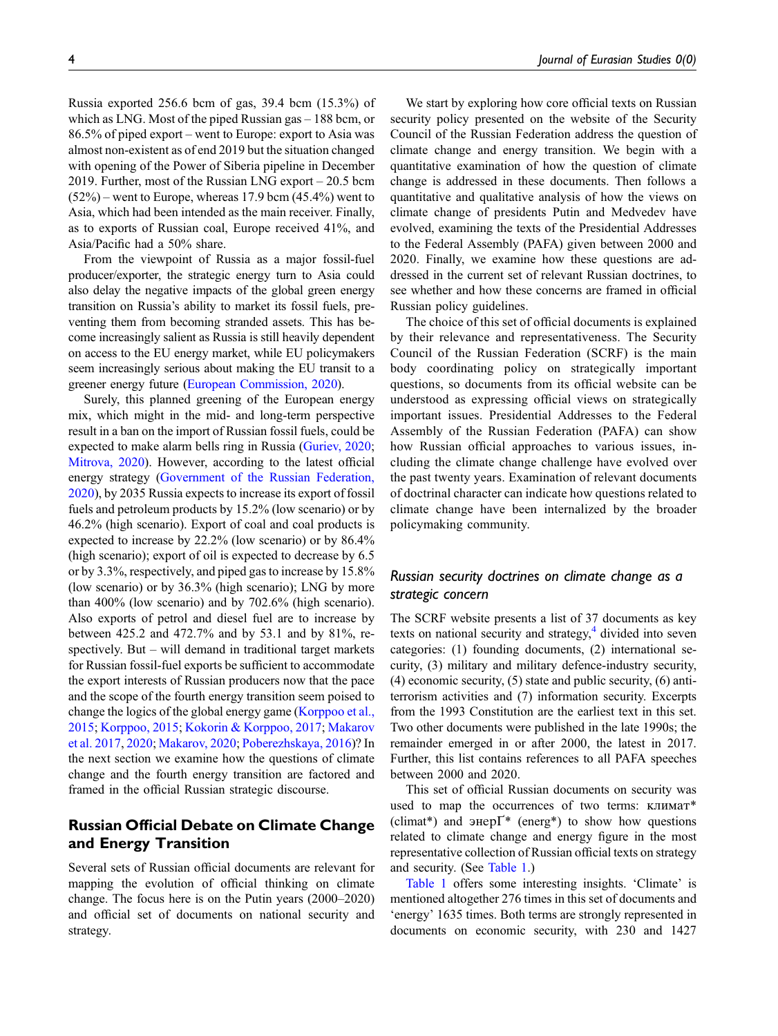Russia exported 256.6 bcm of gas, 39.4 bcm (15.3%) of which as LNG. Most of the piped Russian gas – 188 bcm, or 86.5% of piped export – went to Europe: export to Asia was almost non-existent as of end 2019 but the situation changed with opening of the Power of Siberia pipeline in December 2019. Further, most of the Russian LNG export – 20.5 bcm (52%) – went to Europe, whereas 17.9 bcm (45.4%) went to Asia, which had been intended as the main receiver. Finally, as to exports of Russian coal, Europe received 41%, and Asia/Pacific had a 50% share.

From the viewpoint of Russia as a major fossil-fuel producer/exporter, the strategic energy turn to Asia could also delay the negative impacts of the global green energy transition on Russia's ability to market its fossil fuels, preventing them from becoming stranded assets. This has become increasingly salient as Russia is still heavily dependent on access to the EU energy market, while EU policymakers seem increasingly serious about making the EU transit to a greener energy future (European Commission, 2020).

Surely, this planned greening of the European energy mix, which might in the mid- and long-term perspective result in a ban on the import of Russian fossil fuels, could be expected to make alarm bells ring in Russia (Guriev, 2020; Mitrova, 2020). However, according to the latest official energy strategy (Government of the Russian Federation, 2020), by 2035 Russia expects to increase its export of fossil fuels and petroleum products by 15.2% (low scenario) or by 46.2% (high scenario). Export of coal and coal products is expected to increase by 22.2% (low scenario) or by 86.4% (high scenario); export of oil is expected to decrease by 6.5 or by 3.3%, respectively, and piped gas to increase by 15.8% (low scenario) or by 36.3% (high scenario); LNG by more than 400% (low scenario) and by 702.6% (high scenario). Also exports of petrol and diesel fuel are to increase by between 425.2 and 472.7% and by 53.1 and by 81%, respectively. But – will demand in traditional target markets for Russian fossil-fuel exports be sufficient to accommodate the export interests of Russian producers now that the pace and the scope of the fourth energy transition seem poised to change the logics of the global energy game (Korppoo et al., 2015; Korppoo, 2015; Kokorin & Korppoo, 2017; Makarov et al. 2017, 2020; Makarov, 2020; Poberezhskaya, 2016)? In the next section we examine how the questions of climate change and the fourth energy transition are factored and framed in the official Russian strategic discourse.

## Russian Official Debate on Climate Change and Energy Transition

Several sets of Russian official documents are relevant for mapping the evolution of official thinking on climate change. The focus here is on the Putin years (2000–2020) and official set of documents on national security and strategy.

We start by exploring how core official texts on Russian security policy presented on the website of the Security Council of the Russian Federation address the question of climate change and energy transition. We begin with a quantitative examination of how the question of climate change is addressed in these documents. Then follows a quantitative and qualitative analysis of how the views on climate change of presidents Putin and Medvedev have evolved, examining the texts of the Presidential Addresses to the Federal Assembly (PAFA) given between 2000 and 2020. Finally, we examine how these questions are addressed in the current set of relevant Russian doctrines, to see whether and how these concerns are framed in official Russian policy guidelines.

The choice of this set of official documents is explained by their relevance and representativeness. The Security Council of the Russian Federation (SCRF) is the main body coordinating policy on strategically important questions, so documents from its official website can be understood as expressing official views on strategically important issues. Presidential Addresses to the Federal Assembly of the Russian Federation (PAFA) can show how Russian official approaches to various issues, including the climate change challenge have evolved over the past twenty years. Examination of relevant documents of doctrinal character can indicate how questions related to climate change have been internalized by the broader policymaking community.

### *Russian security doctrines on climate change as a strategic concern*

The SCRF website presents a list of 37 documents as key texts on national security and strategy,[4] divided into seven categories: (1) founding documents, (2) international security, (3) military and military defence-industry security, (4) economic security, (5) state and public security, (6) anti-terrorism activities and (7) information security. Excerpts from the 1993 Constitution are the earliest text in this set. Two other documents were published in the late 1990s; the remainder emerged in or after 2000, the latest in 2017. Further, this list contains references to all PAFA speeches between 2000 and 2020.

This set of official Russian documents on security was used to map the occurrences of two terms: климат* (climat*) and энерг* (energ*) to show how questions related to climate change and energy figure in the most representative collection of Russian official texts on strategy and security. (See Table 1.)

Table 1 offers some interesting insights. 'Climate' is mentioned altogether 276 times in this set of documents and 'energy' 1635 times. Both terms are strongly represented in documents on economic security, with 230 and 1427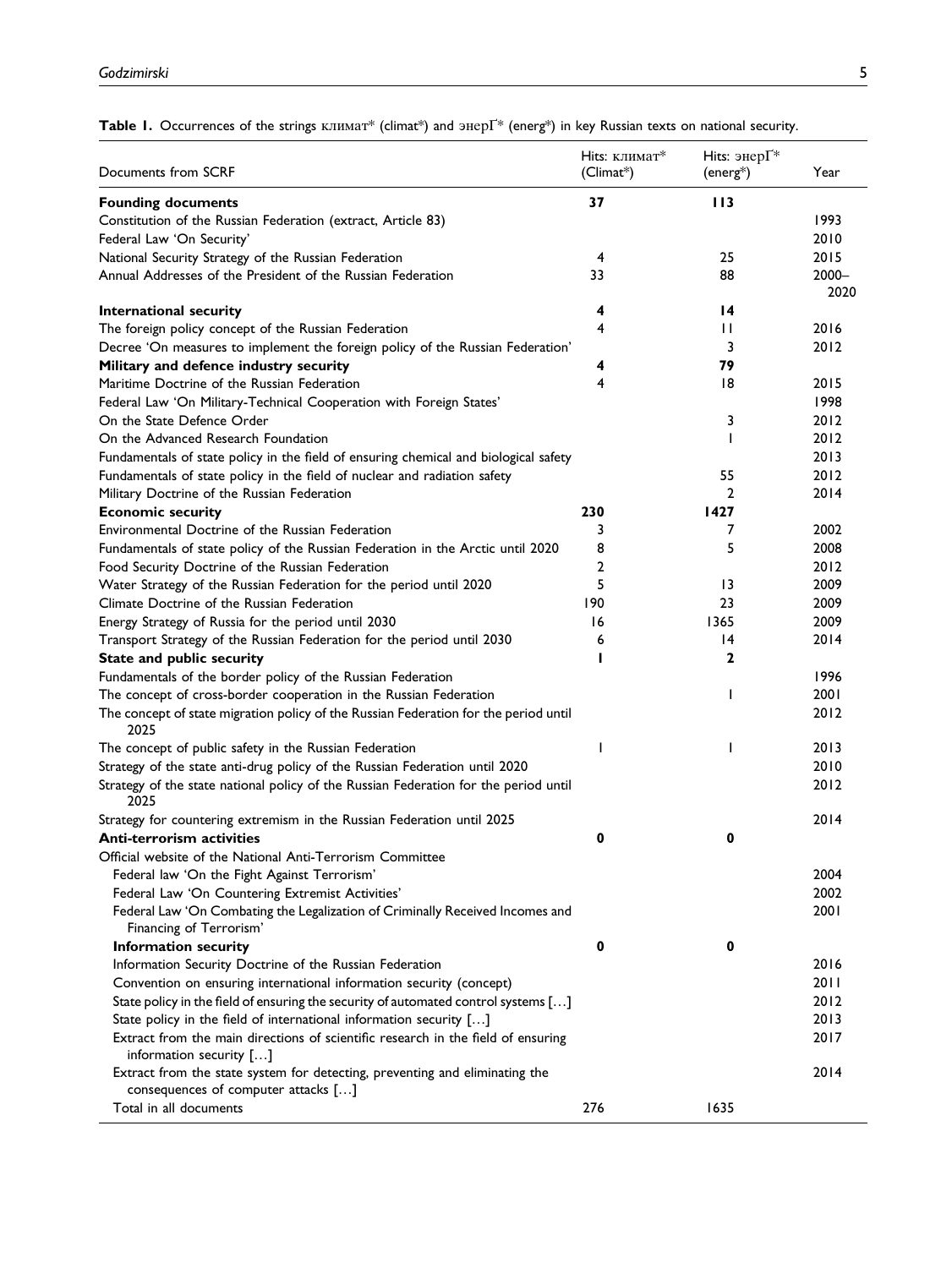**Table 1.** Occurrences of the strings климат* (climat*) and энерг* (energ*) in key Russian texts on national security.

| Documents from SCRF | Hits: климат* (Climat*) | Hits: энерг* (energ*) | Year |
|---|---|---|---|
| **Founding documents** | **37** | **113** | |
| Constitution of the Russian Federation (extract, Article 83) | | | 1993 |
| Federal Law 'On Security' | | | 2010 |
| National Security Strategy of the Russian Federation | 4 | 25 | 2015 |
| Annual Addresses of the President of the Russian Federation | 33 | 88 | 2000–2020 |
| **International security** | **4** | **14** | |
| The foreign policy concept of the Russian Federation | 4 | 11 | 2016 |
| Decree 'On measures to implement the foreign policy of the Russian Federation' | | 3 | 2012 |
| **Military and defence industry security** | **4** | **79** | |
| Maritime Doctrine of the Russian Federation | 4 | 18 | 2015 |
| Federal Law 'On Military-Technical Cooperation with Foreign States' | | | 1998 |
| On the State Defence Order | | 3 | 2012 |
| On the Advanced Research Foundation | | 1 | 2012 |
| Fundamentals of state policy in the field of ensuring chemical and biological safety | | | 2013 |
| Fundamentals of state policy in the field of nuclear and radiation safety | | 55 | 2012 |
| Military Doctrine of the Russian Federation | | 2 | 2014 |
| **Economic security** | **230** | **1427** | |
| Environmental Doctrine of the Russian Federation | 3 | 7 | 2002 |
| Fundamentals of state policy of the Russian Federation in the Arctic until 2020 | 8 | 5 | 2008 |
| Food Security Doctrine of the Russian Federation | 2 | | 2012 |
| Water Strategy of the Russian Federation for the period until 2020 | 5 | 13 | 2009 |
| Climate Doctrine of the Russian Federation | 190 | 23 | 2009 |
| Energy Strategy of Russia for the period until 2030 | 16 | 1365 | 2009 |
| Transport Strategy of the Russian Federation for the period until 2030 | 6 | 14 | 2014 |
| **State and public security** | **1** | **2** | |
| Fundamentals of the border policy of the Russian Federation | | | 1996 |
| The concept of cross-border cooperation in the Russian Federation | | 1 | 2001 |
| The concept of state migration policy of the Russian Federation for the period until 2025 | | | 2012 |
| The concept of public safety in the Russian Federation | 1 | 1 | 2013 |
| Strategy of the state anti-drug policy of the Russian Federation until 2020 | | | 2010 |
| Strategy of the state national policy of the Russian Federation for the period until 2025 | | | 2012 |
| Strategy for countering extremism in the Russian Federation until 2025 | | | 2014 |
| **Anti-terrorism activities** | **0** | **0** | |
| Official website of the National Anti-Terrorism Committee | | | |
| Federal law 'On the Fight Against Terrorism' | | | 2004 |
| Federal Law 'On Countering Extremist Activities' | | | 2002 |
| Federal Law 'On Combating the Legalization of Criminally Received Incomes and Financing of Terrorism' | | | 2001 |
| **Information security** | **0** | **0** | |
| Information Security Doctrine of the Russian Federation | | | 2016 |
| Convention on ensuring international information security (concept) | | | 2011 |
| State policy in the field of ensuring the security of automated control systems […] | | | 2012 |
| State policy in the field of international information security […] | | | 2013 |
| Extract from the main directions of scientific research in the field of ensuring information security […] | | | 2017 |
| Extract from the state system for detecting, preventing and eliminating the consequences of computer attacks […] | | | 2014 |
| Total in all documents | 276 | 1635 | |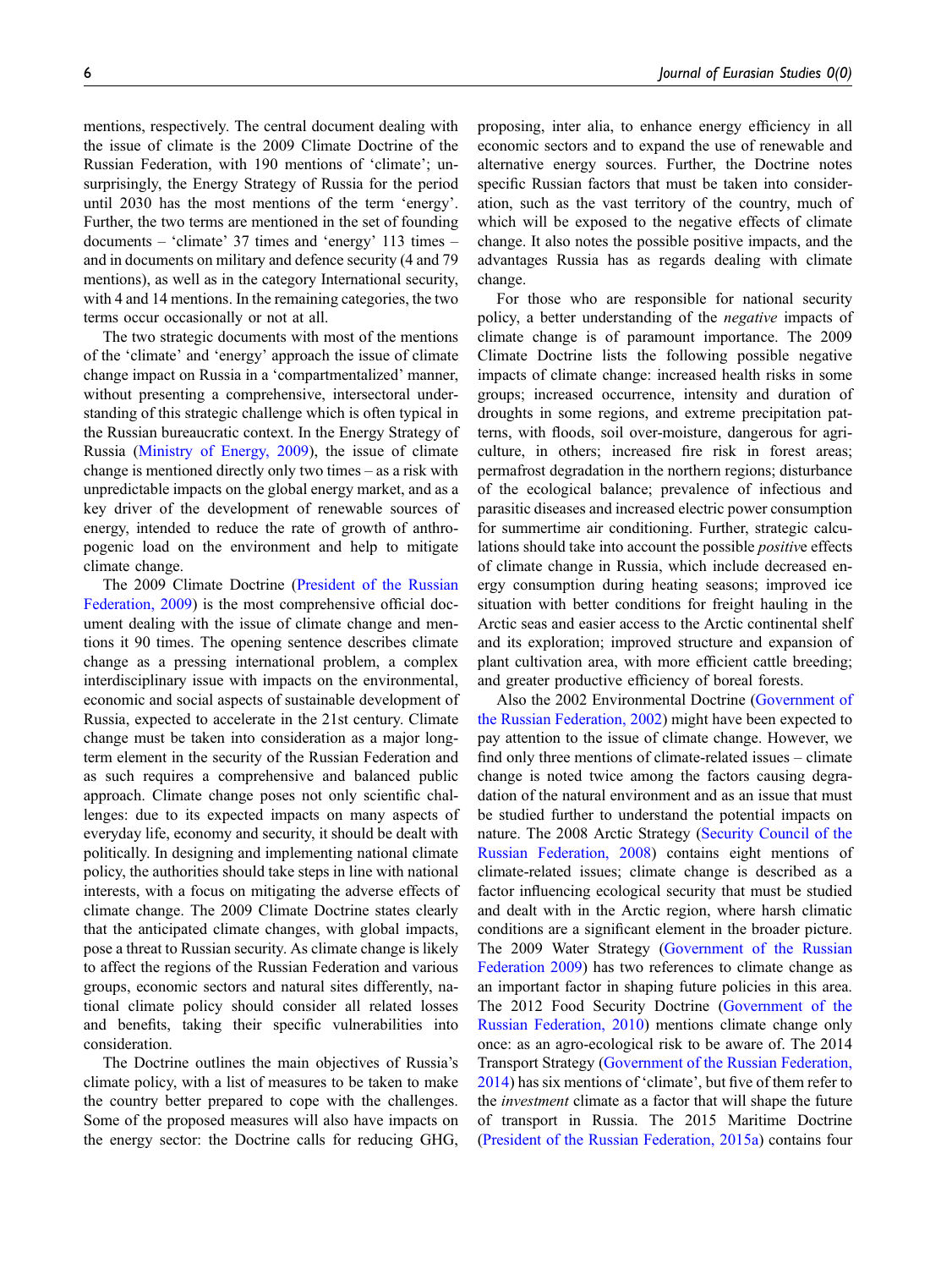mentions, respectively. The central document dealing with the issue of climate is the 2009 Climate Doctrine of the Russian Federation, with 190 mentions of 'climate'; unsurprisingly, the Energy Strategy of Russia for the period until 2030 has the most mentions of the term 'energy'. Further, the two terms are mentioned in the set of founding documents – 'climate' 37 times and 'energy' 113 times – and in documents on military and defence security (4 and 79 mentions), as well as in the category International security, with 4 and 14 mentions. In the remaining categories, the two terms occur occasionally or not at all.

The two strategic documents with most of the mentions of the 'climate' and 'energy' approach the issue of climate change impact on Russia in a 'compartmentalized' manner, without presenting a comprehensive, intersectoral understanding of this strategic challenge which is often typical in the Russian bureaucratic context. In the Energy Strategy of Russia (Ministry of Energy, 2009), the issue of climate change is mentioned directly only two times – as a risk with unpredictable impacts on the global energy market, and as a key driver of the development of renewable sources of energy, intended to reduce the rate of growth of anthropogenic load on the environment and help to mitigate climate change.

The 2009 Climate Doctrine (President of the Russian Federation, 2009) is the most comprehensive official document dealing with the issue of climate change and mentions it 90 times. The opening sentence describes climate change as a pressing international problem, a complex interdisciplinary issue with impacts on the environmental, economic and social aspects of sustainable development of Russia, expected to accelerate in the 21st century. Climate change must be taken into consideration as a major long-term element in the security of the Russian Federation and as such requires a comprehensive and balanced public approach. Climate change poses not only scientific challenges: due to its expected impacts on many aspects of everyday life, economy and security, it should be dealt with politically. In designing and implementing national climate policy, the authorities should take steps in line with national interests, with a focus on mitigating the adverse effects of climate change. The 2009 Climate Doctrine states clearly that the anticipated climate changes, with global impacts, pose a threat to Russian security. As climate change is likely to affect the regions of the Russian Federation and various groups, economic sectors and natural sites differently, national climate policy should consider all related losses and benefits, taking their specific vulnerabilities into consideration.

The Doctrine outlines the main objectives of Russia's climate policy, with a list of measures to be taken to make the country better prepared to cope with the challenges. Some of the proposed measures will also have impacts on the energy sector: the Doctrine calls for reducing GHG, proposing, inter alia, to enhance energy efficiency in all economic sectors and to expand the use of renewable and alternative energy sources. Further, the Doctrine notes specific Russian factors that must be taken into consideration, such as the vast territory of the country, much of which will be exposed to the negative effects of climate change. It also notes the possible positive impacts, and the advantages Russia has as regards dealing with climate change.

For those who are responsible for national security policy, a better understanding of the *negative* impacts of climate change is of paramount importance. The 2009 Climate Doctrine lists the following possible negative impacts of climate change: increased health risks in some groups; increased occurrence, intensity and duration of droughts in some regions, and extreme precipitation patterns, with floods, soil over-moisture, dangerous for agriculture, in others; increased fire risk in forest areas; permafrost degradation in the northern regions; disturbance of the ecological balance; prevalence of infectious and parasitic diseases and increased electric power consumption for summertime air conditioning. Further, strategic calculations should take into account the possible *positive* effects of climate change in Russia, which include decreased energy consumption during heating seasons; improved ice situation with better conditions for freight hauling in the Arctic seas and easier access to the Arctic continental shelf and its exploration; improved structure and expansion of plant cultivation area, with more efficient cattle breeding; and greater productive efficiency of boreal forests.

Also the 2002 Environmental Doctrine (Government of the Russian Federation, 2002) might have been expected to pay attention to the issue of climate change. However, we find only three mentions of climate-related issues – climate change is noted twice among the factors causing degradation of the natural environment and as an issue that must be studied further to understand the potential impacts on nature. The 2008 Arctic Strategy (Security Council of the Russian Federation, 2008) contains eight mentions of climate-related issues; climate change is described as a factor influencing ecological security that must be studied and dealt with in the Arctic region, where harsh climatic conditions are a significant element in the broader picture. The 2009 Water Strategy (Government of the Russian Federation 2009) has two references to climate change as an important factor in shaping future policies in this area. The 2012 Food Security Doctrine (Government of the Russian Federation, 2010) mentions climate change only once: as an agro-ecological risk to be aware of. The 2014 Transport Strategy (Government of the Russian Federation, 2014) has six mentions of 'climate', but five of them refer to the *investment* climate as a factor that will shape the future of transport in Russia. The 2015 Maritime Doctrine (President of the Russian Federation, 2015a) contains four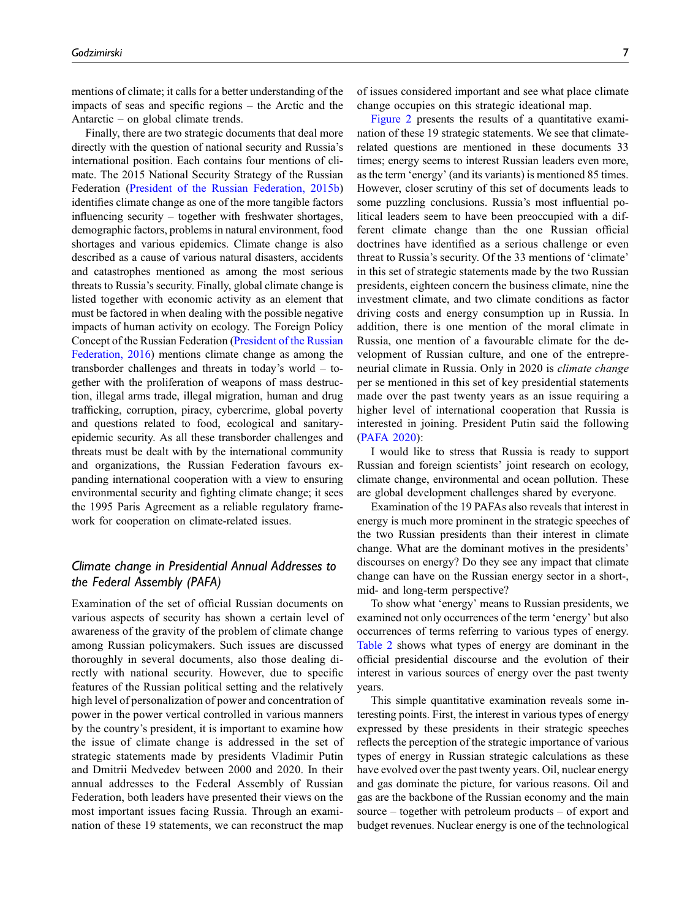mentions of climate; it calls for a better understanding of the impacts of seas and specific regions – the Arctic and the Antarctic – on global climate trends.

Finally, there are two strategic documents that deal more directly with the question of national security and Russia's international position. Each contains four mentions of climate. The 2015 National Security Strategy of the Russian Federation (President of the Russian Federation, 2015b) identifies climate change as one of the more tangible factors influencing security – together with freshwater shortages, demographic factors, problems in natural environment, food shortages and various epidemics. Climate change is also described as a cause of various natural disasters, accidents and catastrophes mentioned as among the most serious threats to Russia's security. Finally, global climate change is listed together with economic activity as an element that must be factored in when dealing with the possible negative impacts of human activity on ecology. The Foreign Policy Concept of the Russian Federation (President of the Russian Federation, 2016) mentions climate change as among the transborder challenges and threats in today's world – together with the proliferation of weapons of mass destruction, illegal arms trade, illegal migration, human and drug trafficking, corruption, piracy, cybercrime, global poverty and questions related to food, ecological and sanitary-epidemic security. As all these transborder challenges and threats must be dealt with by the international community and organizations, the Russian Federation favours expanding international cooperation with a view to ensuring environmental security and fighting climate change; it sees the 1995 Paris Agreement as a reliable regulatory framework for cooperation on climate-related issues.

## *Climate change in Presidential Annual Addresses to the Federal Assembly (PAFA)*

Examination of the set of official Russian documents on various aspects of security has shown a certain level of awareness of the gravity of the problem of climate change among Russian policymakers. Such issues are discussed thoroughly in several documents, also those dealing directly with national security. However, due to specific features of the Russian political setting and the relatively high level of personalization of power and concentration of power in the power vertical controlled in various manners by the country's president, it is important to examine how the issue of climate change is addressed in the set of strategic statements made by presidents Vladimir Putin and Dmitrii Medvedev between 2000 and 2020. In their annual addresses to the Federal Assembly of Russian Federation, both leaders have presented their views on the most important issues facing Russia. Through an examination of these 19 statements, we can reconstruct the map of issues considered important and see what place climate change occupies on this strategic ideational map.

Figure 2 presents the results of a quantitative examination of these 19 strategic statements. We see that climate-related questions are mentioned in these documents 33 times; energy seems to interest Russian leaders even more, as the term 'energy' (and its variants) is mentioned 85 times. However, closer scrutiny of this set of documents leads to some puzzling conclusions. Russia's most influential political leaders seem to have been preoccupied with a different climate change than the one Russian official doctrines have identified as a serious challenge or even threat to Russia's security. Of the 33 mentions of 'climate' in this set of strategic statements made by the two Russian presidents, eighteen concern the business climate, nine the investment climate, and two climate conditions as factor driving costs and energy consumption up in Russia. In addition, there is one mention of the moral climate in Russia, one mention of a favourable climate for the development of Russian culture, and one of the entrepreneurial climate in Russia. Only in 2020 is *climate change* per se mentioned in this set of key presidential statements made over the past twenty years as an issue requiring a higher level of international cooperation that Russia is interested in joining. President Putin said the following (PAFA 2020):

> I would like to stress that Russia is ready to support Russian and foreign scientists' joint research on ecology, climate change, environmental and ocean pollution. These are global development challenges shared by everyone.

Examination of the 19 PAFAs also reveals that interest in energy is much more prominent in the strategic speeches of the two Russian presidents than their interest in climate change. What are the dominant motives in the presidents' discourses on energy? Do they see any impact that climate change can have on the Russian energy sector in a short-, mid- and long-term perspective?

To show what 'energy' means to Russian presidents, we examined not only occurrences of the term 'energy' but also occurrences of terms referring to various types of energy. Table 2 shows what types of energy are dominant in the official presidential discourse and the evolution of their interest in various sources of energy over the past twenty years.

This simple quantitative examination reveals some interesting points. First, the interest in various types of energy expressed by these presidents in their strategic speeches reflects the perception of the strategic importance of various types of energy in Russian strategic calculations as these have evolved over the past twenty years. Oil, nuclear energy and gas dominate the picture, for various reasons. Oil and gas are the backbone of the Russian economy and the main source – together with petroleum products – of export and budget revenues. Nuclear energy is one of the technological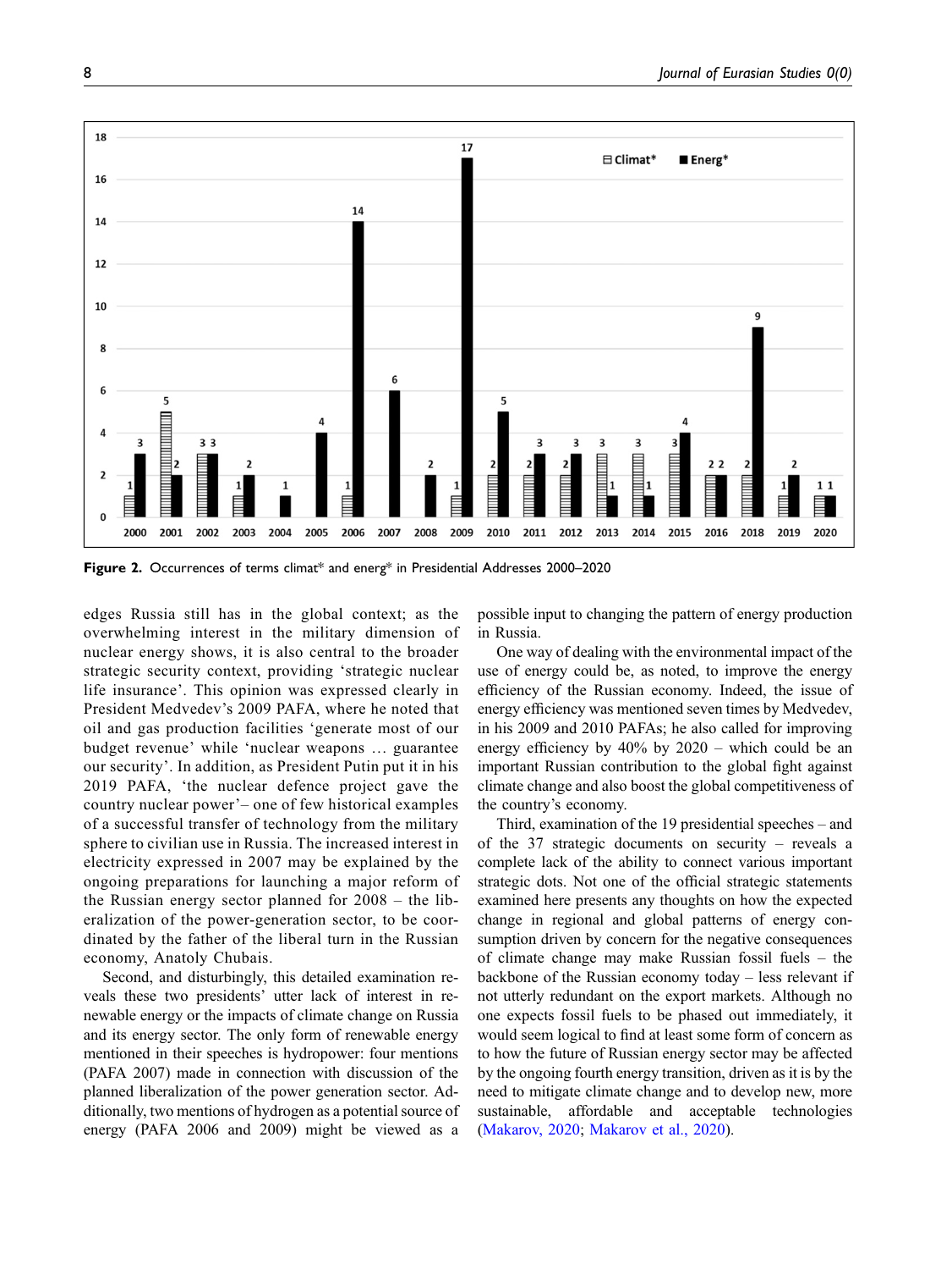Figure 2. Occurrences of terms climat* and energ* in Presidential Addresses 2000–2020

edges Russia still has in the global context; as the overwhelming interest in the military dimension of nuclear energy shows, it is also central to the broader strategic security context, providing 'strategic nuclear life insurance'. This opinion was expressed clearly in President Medvedev's 2009 PAFA, where he noted that oil and gas production facilities 'generate most of our budget revenue' while 'nuclear weapons … guarantee our security'. In addition, as President Putin put it in his 2019 PAFA, 'the nuclear defence project gave the country nuclear power'– one of few historical examples of a successful transfer of technology from the military sphere to civilian use in Russia. The increased interest in electricity expressed in 2007 may be explained by the ongoing preparations for launching a major reform of the Russian energy sector planned for 2008 – the liberalization of the power-generation sector, to be coordinated by the father of the liberal turn in the Russian economy, Anatoly Chubais.

Second, and disturbingly, this detailed examination reveals these two presidents' utter lack of interest in renewable energy or the impacts of climate change on Russia and its energy sector. The only form of renewable energy mentioned in their speeches is hydropower: four mentions (PAFA 2007) made in connection with discussion of the planned liberalization of the power generation sector. Additionally, two mentions of hydrogen as a potential source of energy (PAFA 2006 and 2009) might be viewed as a possible input to changing the pattern of energy production in Russia.

One way of dealing with the environmental impact of the use of energy could be, as noted, to improve the energy efficiency of the Russian economy. Indeed, the issue of energy efficiency was mentioned seven times by Medvedev, in his 2009 and 2010 PAFAs; he also called for improving energy efficiency by 40% by 2020 – which could be an important Russian contribution to the global fight against climate change and also boost the global competitiveness of the country's economy.

Third, examination of the 19 presidential speeches – and of the 37 strategic documents on security – reveals a complete lack of the ability to connect various important strategic dots. Not one of the official strategic statements examined here presents any thoughts on how the expected change in regional and global patterns of energy consumption driven by concern for the negative consequences of climate change may make Russian fossil fuels – the backbone of the Russian economy today – less relevant if not utterly redundant on the export markets. Although no one expects fossil fuels to be phased out immediately, it would seem logical to find at least some form of concern as to how the future of Russian energy sector may be affected by the ongoing fourth energy transition, driven as it is by the need to mitigate climate change and to develop new, more sustainable, affordable and acceptable technologies (Makarov, 2020; Makarov et al., 2020).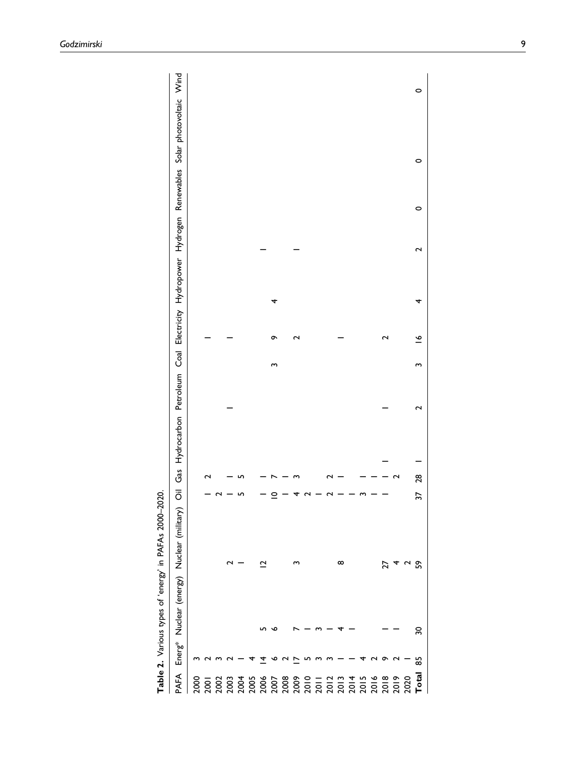**Table 2.** Various types of 'energy' in PAFAs 2000–2020.

| PAFA | Energ* | Nuclear (energy) | Nuclear (military) | Oil | Gas | Hydrocarbon | Petroleum | Coal | Electricity | Hydropower | Hydrogen | Renewables | Solar photovoltaic | Wind |
|---|---|---|---|---|---|---|---|---|---|---|---|---|---|---|
| 2000 | 3 | | | 1 | 2 | | | | | | | | | |
| 2001 | 2 | | | 2 | | | | | 1 | | | | | |
| 2002 | 3 | | | 1 | 1 | | | | | | | | | |
| 2003 | 2 | | 2 | 5 | 5 | | 1 | | 1 | | | | | |
| 2004 | 1 | | 1 | | | | | | | | | | | |
| 2005 | 4 | | | | | | | | | | | | | |
| 2006 | 14 | 5 | 12 | 1 | 1 | | | | | | 1 | | | |
| 2007 | 6 | 6 | | 10 | 7 | | | 3 | 9 | 4 | | | | |
| 2008 | 2 | | | 1 | 1 | | | | | | | | | |
| 2009 | 17 | 7 | 3 | 4 | 3 | | | | 2 | | | | | |
| 2010 | 5 | 1 | | 2 | | | | | | | | | | |
| 2011 | 3 | 3 | | 1 | | | | | | | 1 | | | |
| 2012 | 3 | 1 | | 2 | 2 | | | | | | | | | |
| 2013 | 1 | 4 | 8 | 1 | 1 | | | | 1 | | | | | |
| 2014 | 1 | 1 | | 1 | | | | | | | | | | |
| 2015 | 4 | | | 3 | 1 | | | | | | | | | |
| 2016 | 2 | | | 1 | 1 | | | | | | | | | |
| 2018 | 9 | 1 | 27 | 1 | 1 | 1 | 1 | | 2 | | | | | |
| 2019 | 2 | 1 | 4 | | 2 | | | | | | | | | |
| 2020 | 1 | | 2 | | | | | | | | | | | |
| **Total** | 85 | 30 | 59 | 37 | 28 | 1 | 2 | 3 | 16 | 4 | 2 | 0 | 0 | 0 |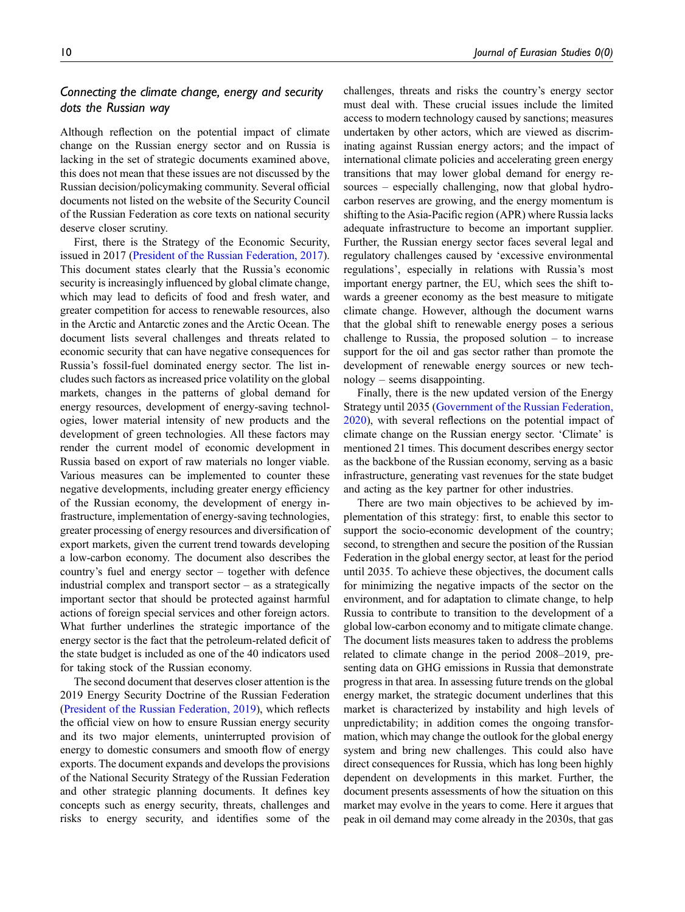### *Connecting the climate change, energy and security dots the Russian way*

Although reflection on the potential impact of climate change on the Russian energy sector and on Russia is lacking in the set of strategic documents examined above, this does not mean that these issues are not discussed by the Russian decision/policymaking community. Several official documents not listed on the website of the Security Council of the Russian Federation as core texts on national security deserve closer scrutiny.

First, there is the Strategy of the Economic Security, issued in 2017 (President of the Russian Federation, 2017). This document states clearly that the Russia's economic security is increasingly influenced by global climate change, which may lead to deficits of food and fresh water, and greater competition for access to renewable resources, also in the Arctic and Antarctic zones and the Arctic Ocean. The document lists several challenges and threats related to economic security that can have negative consequences for Russia's fossil-fuel dominated energy sector. The list includes such factors as increased price volatility on the global markets, changes in the patterns of global demand for energy resources, development of energy-saving technologies, lower material intensity of new products and the development of green technologies. All these factors may render the current model of economic development in Russia based on export of raw materials no longer viable. Various measures can be implemented to counter these negative developments, including greater energy efficiency of the Russian economy, the development of energy infrastructure, implementation of energy-saving technologies, greater processing of energy resources and diversification of export markets, given the current trend towards developing a low-carbon economy. The document also describes the country's fuel and energy sector – together with defence industrial complex and transport sector – as a strategically important sector that should be protected against harmful actions of foreign special services and other foreign actors. What further underlines the strategic importance of the energy sector is the fact that the petroleum-related deficit of the state budget is included as one of the 40 indicators used for taking stock of the Russian economy.

The second document that deserves closer attention is the 2019 Energy Security Doctrine of the Russian Federation (President of the Russian Federation, 2019), which reflects the official view on how to ensure Russian energy security and its two major elements, uninterrupted provision of energy to domestic consumers and smooth flow of energy exports. The document expands and develops the provisions of the National Security Strategy of the Russian Federation and other strategic planning documents. It defines key concepts such as energy security, threats, challenges and risks to energy security, and identifies some of the challenges, threats and risks the country's energy sector must deal with. These crucial issues include the limited access to modern technology caused by sanctions; measures undertaken by other actors, which are viewed as discriminating against Russian energy actors; and the impact of international climate policies and accelerating green energy transitions that may lower global demand for energy resources – especially challenging, now that global hydrocarbon reserves are growing, and the energy momentum is shifting to the Asia-Pacific region (APR) where Russia lacks adequate infrastructure to become an important supplier. Further, the Russian energy sector faces several legal and regulatory challenges caused by 'excessive environmental regulations', especially in relations with Russia's most important energy partner, the EU, which sees the shift towards a greener economy as the best measure to mitigate climate change. However, although the document warns that the global shift to renewable energy poses a serious challenge to Russia, the proposed solution – to increase support for the oil and gas sector rather than promote the development of renewable energy sources or new technology – seems disappointing.

Finally, there is the new updated version of the Energy Strategy until 2035 (Government of the Russian Federation, 2020), with several reflections on the potential impact of climate change on the Russian energy sector. 'Climate' is mentioned 21 times. This document describes energy sector as the backbone of the Russian economy, serving as a basic infrastructure, generating vast revenues for the state budget and acting as the key partner for other industries.

There are two main objectives to be achieved by implementation of this strategy: first, to enable this sector to support the socio-economic development of the country; second, to strengthen and secure the position of the Russian Federation in the global energy sector, at least for the period until 2035. To achieve these objectives, the document calls for minimizing the negative impacts of the sector on the environment, and for adaptation to climate change, to help Russia to contribute to transition to the development of a global low-carbon economy and to mitigate climate change. The document lists measures taken to address the problems related to climate change in the period 2008–2019, presenting data on GHG emissions in Russia that demonstrate progress in that area. In assessing future trends on the global energy market, the strategic document underlines that this market is characterized by instability and high levels of unpredictability; in addition comes the ongoing transformation, which may change the outlook for the global energy system and bring new challenges. This could also have direct consequences for Russia, which has long been highly dependent on developments in this market. Further, the document presents assessments of how the situation on this market may evolve in the years to come. Here it argues that peak in oil demand may come already in the 2030s, that gas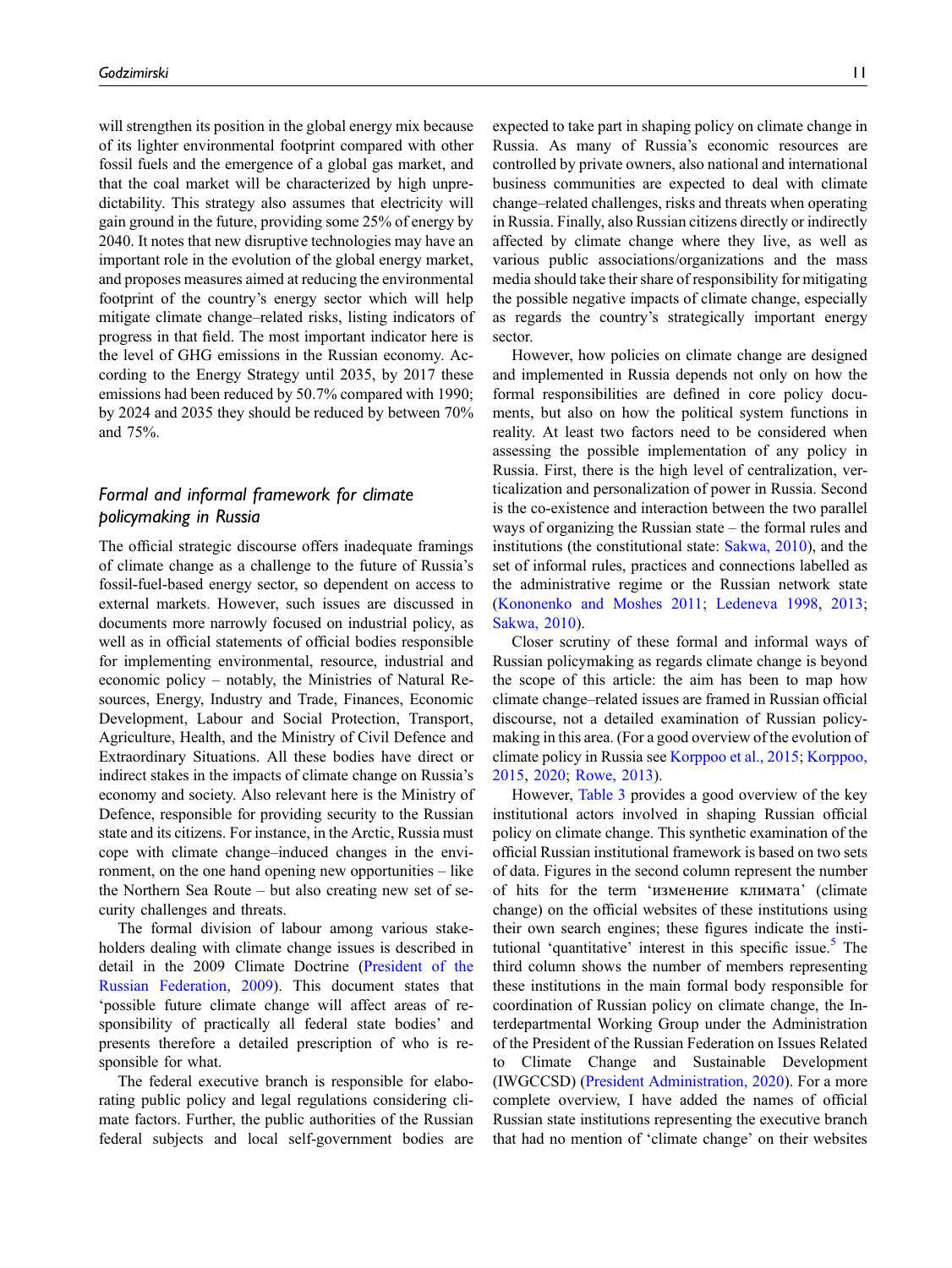will strengthen its position in the global energy mix because of its lighter environmental footprint compared with other fossil fuels and the emergence of a global gas market, and that the coal market will be characterized by high unpredictability. This strategy also assumes that electricity will gain ground in the future, providing some 25% of energy by 2040. It notes that new disruptive technologies may have an important role in the evolution of the global energy market, and proposes measures aimed at reducing the environmental footprint of the country's energy sector which will help mitigate climate change–related risks, listing indicators of progress in that field. The most important indicator here is the level of GHG emissions in the Russian economy. According to the Energy Strategy until 2035, by 2017 these emissions had been reduced by 50.7% compared with 1990; by 2024 and 2035 they should be reduced by between 70% and 75%.

## Formal and informal framework for climate policymaking in Russia

The official strategic discourse offers inadequate framings of climate change as a challenge to the future of Russia's fossil-fuel-based energy sector, so dependent on access to external markets. However, such issues are discussed in documents more narrowly focused on industrial policy, as well as in official statements of official bodies responsible for implementing environmental, resource, industrial and economic policy – notably, the Ministries of Natural Resources, Energy, Industry and Trade, Finances, Economic Development, Labour and Social Protection, Transport, Agriculture, Health, and the Ministry of Civil Defence and Extraordinary Situations. All these bodies have direct or indirect stakes in the impacts of climate change on Russia's economy and society. Also relevant here is the Ministry of Defence, responsible for providing security to the Russian state and its citizens. For instance, in the Arctic, Russia must cope with climate change–induced changes in the environment, on the one hand opening new opportunities – like the Northern Sea Route – but also creating new set of security challenges and threats.

The formal division of labour among various stakeholders dealing with climate change issues is described in detail in the 2009 Climate Doctrine (President of the Russian Federation, 2009). This document states that 'possible future climate change will affect areas of responsibility of practically all federal state bodies' and presents therefore a detailed prescription of who is responsible for what.

The federal executive branch is responsible for elaborating public policy and legal regulations considering climate factors. Further, the public authorities of the Russian federal subjects and local self-government bodies are expected to take part in shaping policy on climate change in Russia. As many of Russia's economic resources are controlled by private owners, also national and international business communities are expected to deal with climate change–related challenges, risks and threats when operating in Russia. Finally, also Russian citizens directly or indirectly affected by climate change where they live, as well as various public associations/organizations and the mass media should take their share of responsibility for mitigating the possible negative impacts of climate change, especially as regards the country's strategically important energy sector.

However, how policies on climate change are designed and implemented in Russia depends not only on how the formal responsibilities are defined in core policy documents, but also on how the political system functions in reality. At least two factors need to be considered when assessing the possible implementation of any policy in Russia. First, there is the high level of centralization, verticalization and personalization of power in Russia. Second is the co-existence and interaction between the two parallel ways of organizing the Russian state – the formal rules and institutions (the constitutional state: Sakwa, 2010), and the set of informal rules, practices and connections labelled as the administrative regime or the Russian network state (Kononenko and Moshes 2011; Ledeneva 1998, 2013; Sakwa, 2010).

Closer scrutiny of these formal and informal ways of Russian policymaking as regards climate change is beyond the scope of this article: the aim has been to map how climate change–related issues are framed in Russian official discourse, not a detailed examination of Russian policymaking in this area. (For a good overview of the evolution of climate policy in Russia see Korppoo et al., 2015; Korppoo, 2015, 2020; Rowe, 2013).

However, Table 3 provides a good overview of the key institutional actors involved in shaping Russian official policy on climate change. This synthetic examination of the official Russian institutional framework is based on two sets of data. Figures in the second column represent the number of hits for the term 'изменение климата' (climate change) on the official websites of these institutions using their own search engines; these figures indicate the institutional 'quantitative' interest in this specific issue.[5] The third column shows the number of members representing these institutions in the main formal body responsible for coordination of Russian policy on climate change, the Interdepartmental Working Group under the Administration of the President of the Russian Federation on Issues Related to Climate Change and Sustainable Development (IWGCCSD) (President Administration, 2020). For a more complete overview, I have added the names of official Russian state institutions representing the executive branch that had no mention of 'climate change' on their websites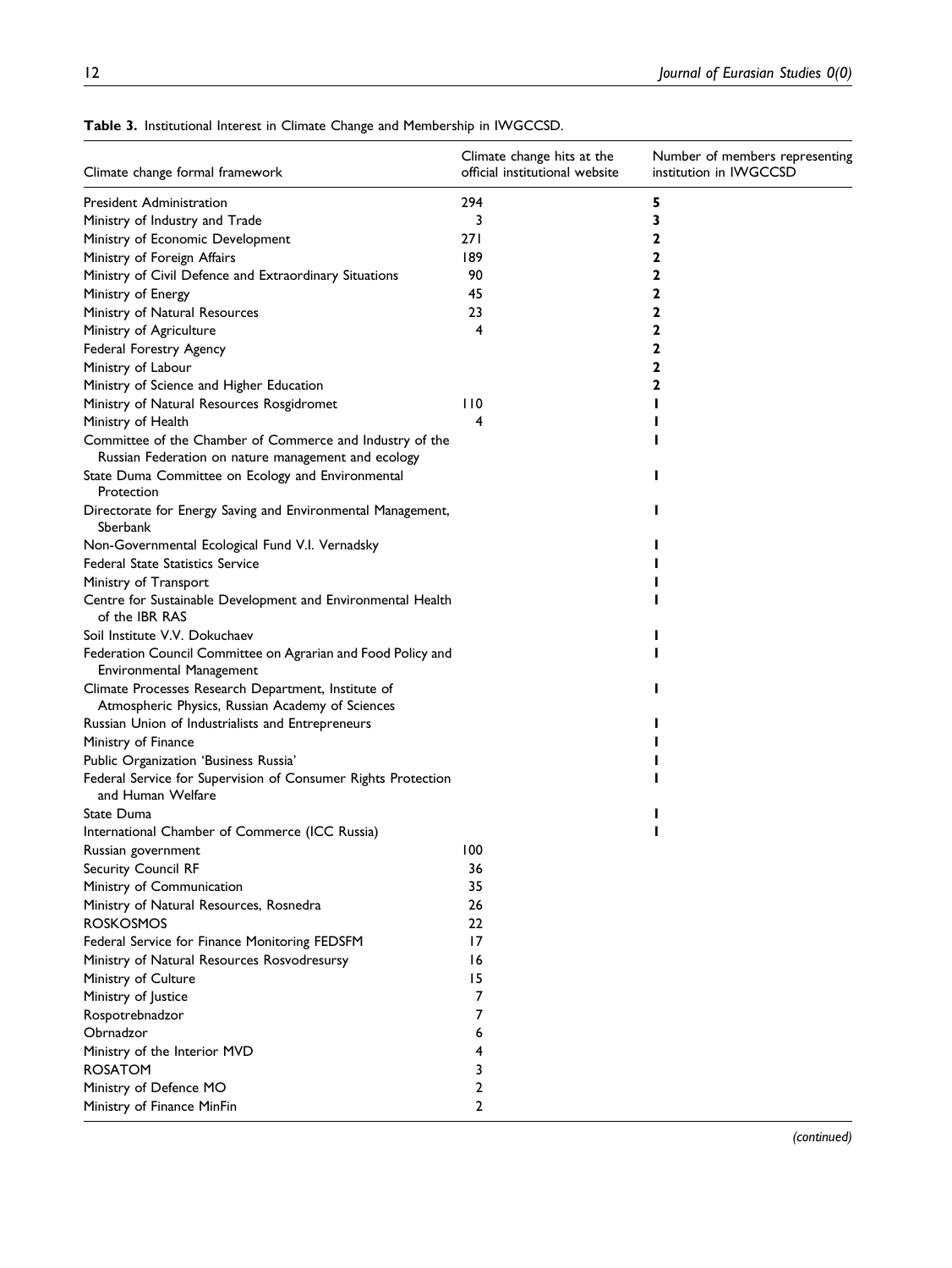**Table 3.** Institutional Interest in Climate Change and Membership in IWGCCSD.

| Climate change formal framework | Climate change hits at the official institutional website | Number of members representing institution in IWGCCSD |
|---|---|---|
| President Administration | 294 | **5** |
| Ministry of Industry and Trade | 3 | **3** |
| Ministry of Economic Development | 271 | **2** |
| Ministry of Foreign Affairs | 189 | **2** |
| Ministry of Civil Defence and Extraordinary Situations | 90 | **2** |
| Ministry of Energy | 45 | **2** |
| Ministry of Natural Resources | 23 | **2** |
| Ministry of Agriculture | 4 | **2** |
| Federal Forestry Agency | | **2** |
| Ministry of Labour | | **2** |
| Ministry of Science and Higher Education | | **2** |
| Ministry of Natural Resources Rosgidromet | 110 | **1** |
| Ministry of Health | 4 | **1** |
| Committee of the Chamber of Commerce and Industry of the Russian Federation on nature management and ecology | | **1** |
| State Duma Committee on Ecology and Environmental Protection | | **1** |
| Directorate for Energy Saving and Environmental Management, Sberbank | | **1** |
| Non-Governmental Ecological Fund V.I. Vernadsky | | **1** |
| Federal State Statistics Service | | **1** |
| Ministry of Transport | | **1** |
| Centre for Sustainable Development and Environmental Health of the IBR RAS | | **1** |
| Soil Institute V.V. Dokuchaev | | **1** |
| Federation Council Committee on Agrarian and Food Policy and Environmental Management | | **1** |
| Climate Processes Research Department, Institute of Atmospheric Physics, Russian Academy of Sciences | | **1** |
| Russian Union of Industrialists and Entrepreneurs | | **1** |
| Ministry of Finance | | **1** |
| Public Organization 'Business Russia' | | **1** |
| Federal Service for Supervision of Consumer Rights Protection and Human Welfare | | **1** |
| State Duma | | **1** |
| International Chamber of Commerce (ICC Russia) | | **1** |
| Russian government | 100 | |
| Security Council RF | 36 | |
| Ministry of Communication | 35 | |
| Ministry of Natural Resources, Rosnedra | 26 | |
| ROSKOSMOS | 22 | |
| Federal Service for Finance Monitoring FEDSFM | 17 | |
| Ministry of Natural Resources Rosvodresursy | 16 | |
| Ministry of Culture | 15 | |
| Ministry of Justice | 7 | |
| Rospotrebnadzor | 7 | |
| Obrnadzor | 6 | |
| Ministry of the Interior MVD | 4 | |
| ROSATOM | 3 | |
| Ministry of Defence MO | 2 | |
| Ministry of Finance MinFin | 2 | |

*(continued)*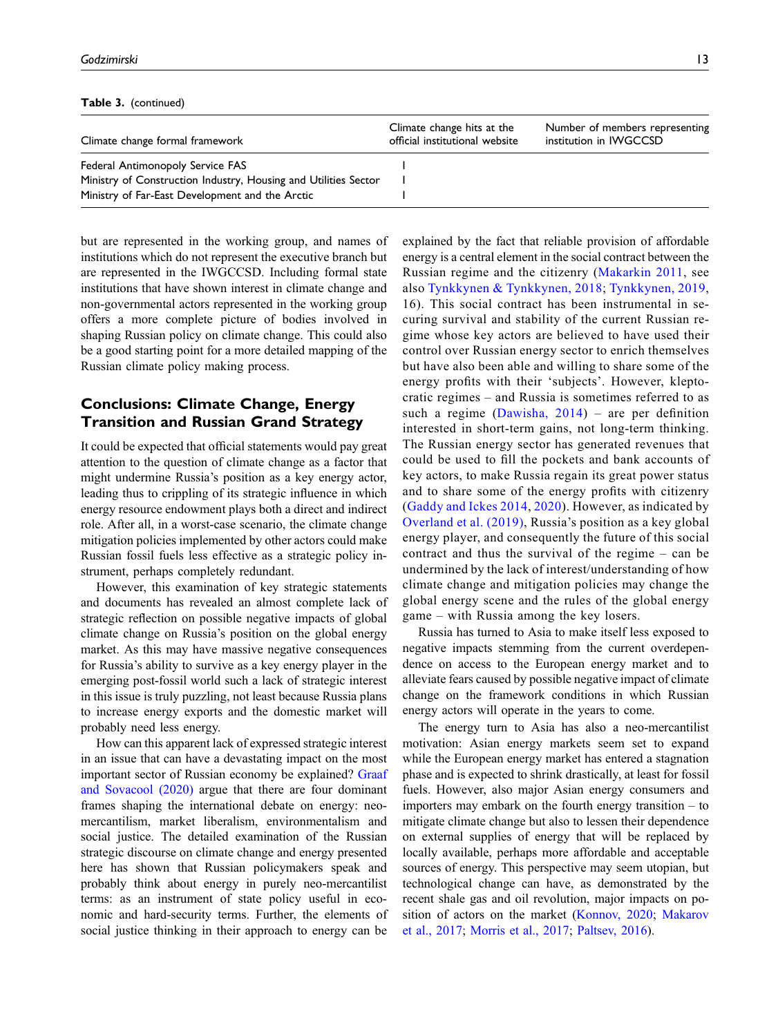**Table 3.** (continued)

| Climate change formal framework | Climate change hits at the official institutional website | Number of members representing institution in IWGCCSD |
|---|---|---|
| Federal Antimonopoly Service FAS | 1 | |
| Ministry of Construction Industry, Housing and Utilities Sector | 1 | |
| Ministry of Far-East Development and the Arctic | 1 | |

but are represented in the working group, and names of institutions which do not represent the executive branch but are represented in the IWGCCSD. Including formal state institutions that have shown interest in climate change and non-governmental actors represented in the working group offers a more complete picture of bodies involved in shaping Russian policy on climate change. This could also be a good starting point for a more detailed mapping of the Russian climate policy making process.

## Conclusions: Climate Change, Energy Transition and Russian Grand Strategy

It could be expected that official statements would pay great attention to the question of climate change as a factor that might undermine Russia's position as a key energy actor, leading thus to crippling of its strategic influence in which energy resource endowment plays both a direct and indirect role. After all, in a worst-case scenario, the climate change mitigation policies implemented by other actors could make Russian fossil fuels less effective as a strategic policy instrument, perhaps completely redundant.

However, this examination of key strategic statements and documents has revealed an almost complete lack of strategic reflection on possible negative impacts of global climate change on Russia's position on the global energy market. As this may have massive negative consequences for Russia's ability to survive as a key energy player in the emerging post-fossil world such a lack of strategic interest in this issue is truly puzzling, not least because Russia plans to increase energy exports and the domestic market will probably need less energy.

How can this apparent lack of expressed strategic interest in an issue that can have a devastating impact on the most important sector of Russian economy be explained? Graaf and Sovacool (2020) argue that there are four dominant frames shaping the international debate on energy: neo-mercantilism, market liberalism, environmentalism and social justice. The detailed examination of the Russian strategic discourse on climate change and energy presented here has shown that Russian policymakers speak and probably think about energy in purely neo-mercantilist terms: as an instrument of state policy useful in economic and hard-security terms. Further, the elements of social justice thinking in their approach to energy can be explained by the fact that reliable provision of affordable energy is a central element in the social contract between the Russian regime and the citizenry (Makarkin 2011, see also Tynkkynen & Tynkkynen, 2018; Tynkkynen, 2019, 16). This social contract has been instrumental in securing survival and stability of the current Russian regime whose key actors are believed to have used their control over Russian energy sector to enrich themselves but have also been able and willing to share some of the energy profits with their 'subjects'. However, kleptocratic regimes – and Russia is sometimes referred to as such a regime (Dawisha, 2014) – are per definition interested in short-term gains, not long-term thinking. The Russian energy sector has generated revenues that could be used to fill the pockets and bank accounts of key actors, to make Russia regain its great power status and to share some of the energy profits with citizenry (Gaddy and Ickes 2014, 2020). However, as indicated by Overland et al. (2019), Russia's position as a key global energy player, and consequently the future of this social contract and thus the survival of the regime – can be undermined by the lack of interest/understanding of how climate change and mitigation policies may change the global energy scene and the rules of the global energy game – with Russia among the key losers.

Russia has turned to Asia to make itself less exposed to negative impacts stemming from the current overdependence on access to the European energy market and to alleviate fears caused by possible negative impact of climate change on the framework conditions in which Russian energy actors will operate in the years to come.

The energy turn to Asia has also a neo-mercantilist motivation: Asian energy markets seem set to expand while the European energy market has entered a stagnation phase and is expected to shrink drastically, at least for fossil fuels. However, also major Asian energy consumers and importers may embark on the fourth energy transition – to mitigate climate change but also to lessen their dependence on external supplies of energy that will be replaced by locally available, perhaps more affordable and acceptable sources of energy. This perspective may seem utopian, but technological change can have, as demonstrated by the recent shale gas and oil revolution, major impacts on position of actors on the market (Konnov, 2020; Makarov et al., 2017; Morris et al., 2017; Paltsev, 2016).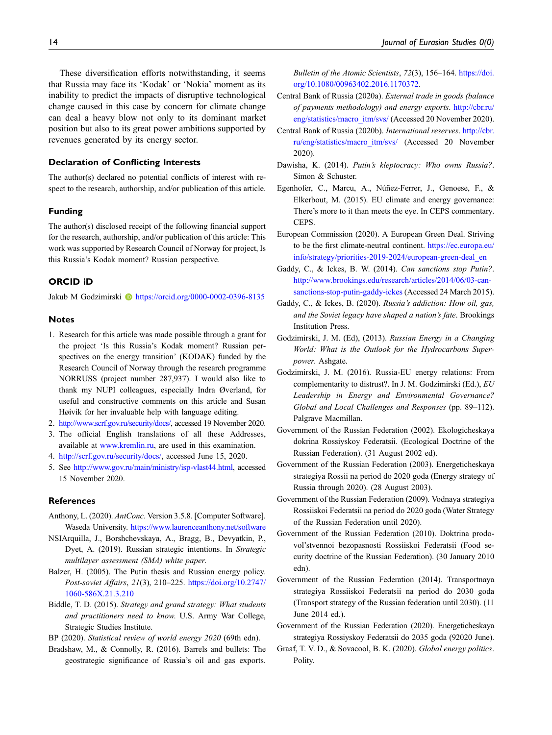These diversification efforts notwithstanding, it seems that Russia may face its 'Kodak' or 'Nokia' moment as its inability to predict the impacts of disruptive technological change caused in this case by concern for climate change can deal a heavy blow not only to its dominant market position but also to its great power ambitions supported by revenues generated by its energy sector.

## Declaration of Conflicting Interests

The author(s) declared no potential conflicts of interest with respect to the research, authorship, and/or publication of this article.

## Funding

The author(s) disclosed receipt of the following financial support for the research, authorship, and/or publication of this article: This work was supported by Research Council of Norway for project, Is this Russia's Kodak moment? Russian perspective.

## ORCID iD

Jakub M Godzimirski https://orcid.org/0000-0002-0396-8135

## Notes

1. Research for this article was made possible through a grant for the project 'Is this Russia's Kodak moment? Russian perspectives on the energy transition' (KODAK) funded by the Research Council of Norway through the research programme NORRUSS (project number 287,937). I would also like to thank my NUPI colleagues, especially Indra Øverland, for useful and constructive comments on this article and Susan Høivik for her invaluable help with language editing.
2. http://www.scrf.gov.ru/security/docs/, accessed 19 November 2020.
3. The official English translations of all these Addresses, available at www.kremlin.ru, are used in this examination.
4. http://scrf.gov.ru/security/docs/, accessed June 15, 2020.
5. See http://www.gov.ru/main/ministry/isp-vlast44.html, accessed 15 November 2020.

## References

Anthony, L. (2020). *AntConc*. Version 3.5.8. [Computer Software]. Waseda University. https://www.laurenceanthony.net/software

NSIArquilla, J., Borshchevskaya, A., Bragg, B., Devyatkin, P., Dyet, A. (2019). Russian strategic intentions. In *Strategic multilayer assessment (SMA) white paper*.

Balzer, H. (2005). The Putin thesis and Russian energy policy. *Post-soviet Affairs*, *21*(3), 210–225. https://doi.org/10.2747/1060-586X.21.3.210

Biddle, T. D. (2015). *Strategy and grand strategy: What students and practitioners need to know*. U.S. Army War College, Strategic Studies Institute.

BP (2020). *Statistical review of world energy 2020* (69th edn).

Bradshaw, M., & Connolly, R. (2016). Barrels and bullets: The geostrategic significance of Russia's oil and gas exports. *Bulletin of the Atomic Scientists*, *72*(3), 156–164. https://doi.org/10.1080/00963402.2016.1170372.

Central Bank of Russia (2020a). *External trade in goods (balance of payments methodology) and energy exports*. http://cbr.ru/eng/statistics/macro_itm/svs/ (Accessed 20 November 2020).

Central Bank of Russia (2020b). *International reserves*. http://cbr.ru/eng/statistics/macro_itm/svs/ (Accessed 20 November 2020).

Dawisha, K. (2014). *Putin's kleptocracy: Who owns Russia?*. Simon & Schuster.

Egenhofer, C., Marcu, A., Núñez-Ferrer, J., Genoese, F., & Elkerbout, M. (2015). EU climate and energy governance: There's more to it than meets the eye. In CEPS commentary. CEPS.

European Commission (2020). A European Green Deal. Striving to be the first climate-neutral continent. https://ec.europa.eu/info/strategy/priorities-2019-2024/european-green-deal_en

Gaddy, C., & Ickes, B. W. (2014). *Can sanctions stop Putin?*. http://www.brookings.edu/research/articles/2014/06/03-can-sanctions-stop-putin-gaddy-ickes (Accessed 24 March 2015).

Gaddy, C., & Ickes, B. (2020). *Russia's addiction: How oil, gas, and the Soviet legacy have shaped a nation's fate*. Brookings Institution Press.

Godzimirski, J. M. (Ed), (2013). *Russian Energy in a Changing World: What is the Outlook for the Hydrocarbons Superpower*. Ashgate.

Godzimirski, J. M. (2016). Russia-EU energy relations: From complementarity to distrust?. In J. M. Godzimirski (Ed.), *EU Leadership in Energy and Environmental Governance? Global and Local Challenges and Responses* (pp. 89–112). Palgrave Macmillan.

Government of the Russian Federation (2002). Ekologicheskaya dokrina Rossiyskoy Federatsii. (Ecological Doctrine of the Russian Federation). (31 August 2002 ed).

Government of the Russian Federation (2003). Energeticheskaya strategiya Rossii na period do 2020 goda (Energy strategy of Russia through 2020). (28 August 2003).

Government of the Russian Federation (2009). Vodnaya strategiya Rossiiskoi Federatsii na period do 2020 goda (Water Strategy of the Russian Federation until 2020).

Government of the Russian Federation (2010). Doktrina prodovol'stvennoi bezopasnosti Rossiiskoi Federatsii (Food security doctrine of the Russian Federation). (30 January 2010 edn).

Government of the Russian Federation (2014). Transportnaya strategiya Rossiiskoi Federatsii na period do 2030 goda (Transport strategy of the Russian federation until 2030). (11 June 2014 ed.).

Government of the Russian Federation (2020). Energeticheskaya strategiya Rossiyskoy Federatsii do 2035 goda (92020 June).

Graaf, T. V. D., & Sovacool, B. K. (2020). *Global energy politics*. Polity.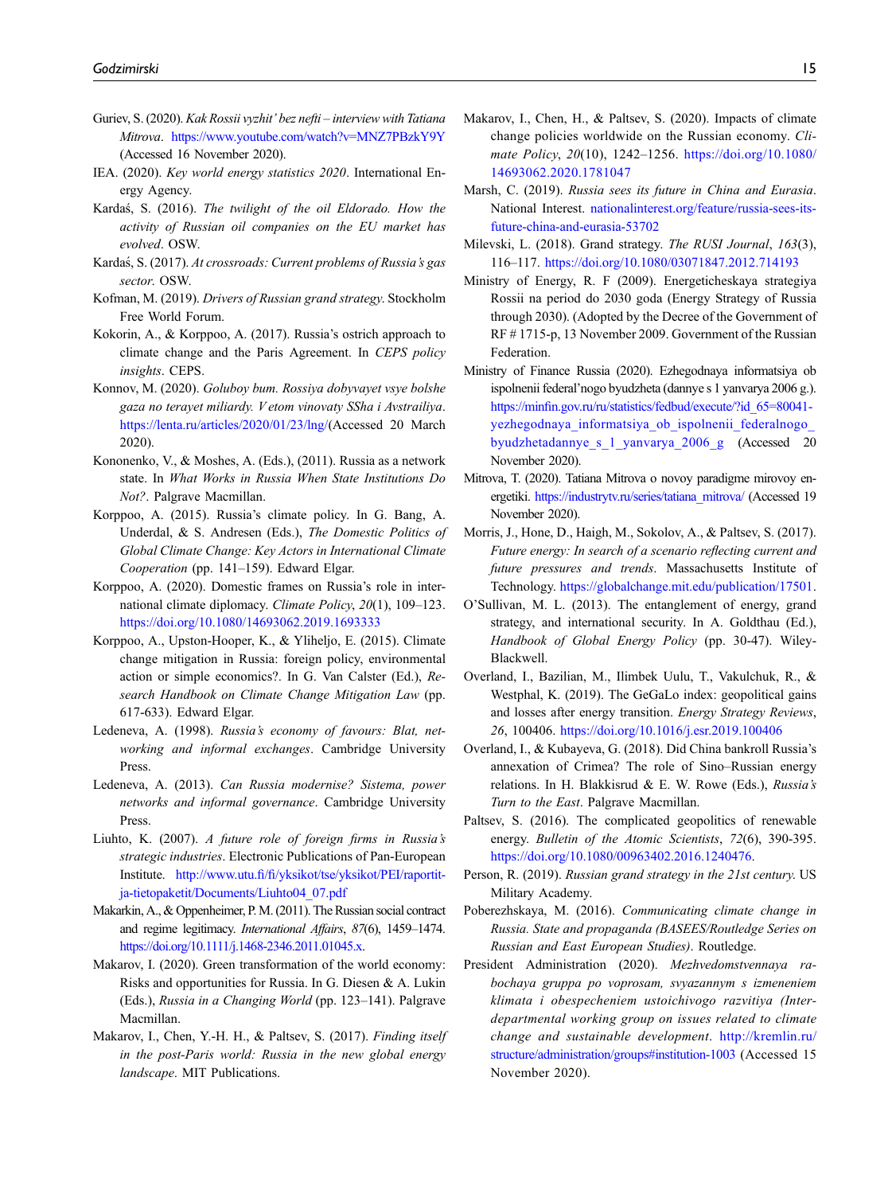Guriev, S. (2020). *Kak Rossii vyzhit' bez nefti – interview with Tatiana Mitrova*. https://www.youtube.com/watch?v=MNZ7PBzkY9Y (Accessed 16 November 2020).

IEA. (2020). *Key world energy statistics 2020*. International Energy Agency.

Kardaś, S. (2016). *The twilight of the oil Eldorado. How the activity of Russian oil companies on the EU market has evolved*. OSW.

Kardaś, S. (2017). *At crossroads: Current problems of Russia's gas sector*. OSW.

Kofman, M. (2019). *Drivers of Russian grand strategy*. Stockholm Free World Forum.

Kokorin, A., & Korppoo, A. (2017). Russia's ostrich approach to climate change and the Paris Agreement. In *CEPS policy insights*. CEPS.

Konnov, M. (2020). *Goluboy bum. Rossiya dobyvayet vsye bolshe gaza no terayet miliardy. V etom vinovaty SSha i Avstrailiya*. https://lenta.ru/articles/2020/01/23/lng/(Accessed 20 March 2020).

Kononenko, V., & Moshes, A. (Eds.), (2011). Russia as a network state. In *What Works in Russia When State Institutions Do Not?*. Palgrave Macmillan.

Korppoo, A. (2015). Russia's climate policy. In G. Bang, A. Underdal, & S. Andresen (Eds.), *The Domestic Politics of Global Climate Change: Key Actors in International Climate Cooperation* (pp. 141–159). Edward Elgar.

Korppoo, A. (2020). Domestic frames on Russia's role in international climate diplomacy. *Climate Policy*, *20*(1), 109–123. https://doi.org/10.1080/14693062.2019.1693333

Korppoo, A., Upston-Hooper, K., & Yliheljo, E. (2015). Climate change mitigation in Russia: foreign policy, environmental action or simple economics?. In G. Van Calster (Ed.), *Research Handbook on Climate Change Mitigation Law* (pp. 617-633). Edward Elgar.

Ledeneva, A. (1998). *Russia's economy of favours: Blat, networking and informal exchanges*. Cambridge University Press.

Ledeneva, A. (2013). *Can Russia modernise? Sistema, power networks and informal governance*. Cambridge University Press.

Liuhto, K. (2007). *A future role of foreign firms in Russia's strategic industries*. Electronic Publications of Pan-European Institute. http://www.utu.fi/fi/yksikot/tse/yksikot/PEI/raportit-ja-tietopaketit/Documents/Liuhto04_07.pdf

Makarkin, A., & Oppenheimer, P. M. (2011). The Russian social contract and regime legitimacy. *International Affairs*, *87*(6), 1459–1474. https://doi.org/10.1111/j.1468-2346.2011.01045.x.

Makarov, I. (2020). Green transformation of the world economy: Risks and opportunities for Russia. In G. Diesen & A. Lukin (Eds.), *Russia in a Changing World* (pp. 123–141). Palgrave Macmillan.

Makarov, I., Chen, Y.-H. H., & Paltsev, S. (2017). *Finding itself in the post-Paris world: Russia in the new global energy landscape*. MIT Publications.

Makarov, I., Chen, H., & Paltsev, S. (2020). Impacts of climate change policies worldwide on the Russian economy. *Climate Policy*, *20*(10), 1242–1256. https://doi.org/10.1080/14693062.2020.1781047

Marsh, C. (2019). *Russia sees its future in China and Eurasia*. National Interest. nationalinterest.org/feature/russia-sees-its-future-china-and-eurasia-53702

Milevski, L. (2018). Grand strategy. *The RUSI Journal*, *163*(3), 116–117. https://doi.org/10.1080/03071847.2012.714193

Ministry of Energy, R. F (2009). Energeticheskaya strategiya Rossii na period do 2030 goda (Energy Strategy of Russia through 2030). (Adopted by the Decree of the Government of RF # 1715-p, 13 November 2009. Government of the Russian Federation.

Ministry of Finance Russia (2020). Ezhegodnaya informatsiya ob ispolnenii federal'nogo byudzheta (dannye s 1 yanvarya 2006 g.). https://minfin.gov.ru/ru/statistics/fedbud/execute/?id_65=80041-yezhegodnaya_informatsiya_ob_ispolnenii_federalnogo_byudzhetadannye_s_1_yanvarya_2006_g (Accessed 20 November 2020).

Mitrova, T. (2020). Tatiana Mitrova o novoy paradigme mirovoy energetiki. https://industrytv.ru/series/tatiana_mitrova/ (Accessed 19 November 2020).

Morris, J., Hone, D., Haigh, M., Sokolov, A., & Paltsev, S. (2017). *Future energy: In search of a scenario reflecting current and future pressures and trends*. Massachusetts Institute of Technology. https://globalchange.mit.edu/publication/17501.

O'Sullivan, M. L. (2013). The entanglement of energy, grand strategy, and international security. In A. Goldthau (Ed.), *Handbook of Global Energy Policy* (pp. 30-47). Wiley-Blackwell.

Overland, I., Bazilian, M., Ilimbek Uulu, T., Vakulchuk, R., & Westphal, K. (2019). The GeGaLo index: geopolitical gains and losses after energy transition. *Energy Strategy Reviews*, *26*, 100406. https://doi.org/10.1016/j.esr.2019.100406

Overland, I., & Kubayeva, G. (2018). Did China bankroll Russia's annexation of Crimea? The role of Sino–Russian energy relations. In H. Blakkisrud & E. W. Rowe (Eds.), *Russia's Turn to the East*. Palgrave Macmillan.

Paltsev, S. (2016). The complicated geopolitics of renewable energy. *Bulletin of the Atomic Scientists*, *72*(6), 390-395. https://doi.org/10.1080/00963402.2016.1240476.

Person, R. (2019). *Russian grand strategy in the 21st century*. US Military Academy.

Poberezhskaya, M. (2016). *Communicating climate change in Russia. State and propaganda (BASEES/Routledge Series on Russian and East European Studies)*. Routledge.

President Administration (2020). *Mezhvedomstvennaya rabochaya gruppa po voprosam, svyazannym s izmeneniem klimata i obespecheniem ustoichivogo razvitiya (Interdepartmental working group on issues related to climate change and sustainable development*. http://kremlin.ru/structure/administration/groups#institution-1003 (Accessed 15 November 2020).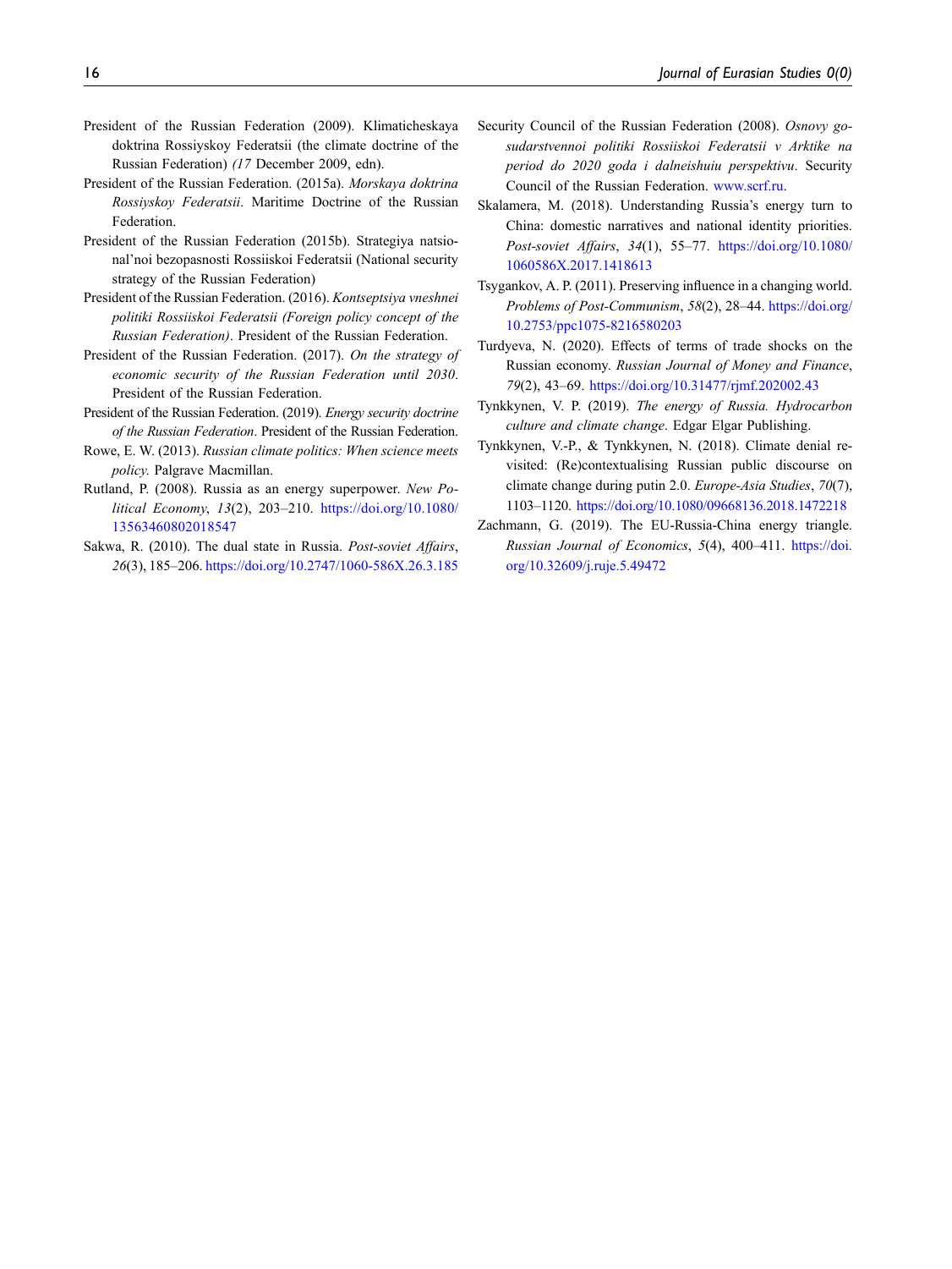President of the Russian Federation (2009). Klimaticheskaya doktrina Rossiyskoy Federatsii (the climate doctrine of the Russian Federation) *(17* December 2009, edn).

President of the Russian Federation. (2015a). *Morskaya doktrina Rossiyskoy Federatsii*. Maritime Doctrine of the Russian Federation.

President of the Russian Federation (2015b). Strategiya natsional'noi bezopasnosti Rossiiskoi Federatsii (National security strategy of the Russian Federation)

President of the Russian Federation. (2016). *Kontseptsiya vneshnei politiki Rossiiskoi Federatsii (Foreign policy concept of the Russian Federation)*. President of the Russian Federation.

President of the Russian Federation. (2017). *On the strategy of economic security of the Russian Federation until 2030*. President of the Russian Federation.

President of the Russian Federation. (2019). *Energy security doctrine of the Russian Federation*. President of the Russian Federation.

Rowe, E. W. (2013). *Russian climate politics: When science meets policy*. Palgrave Macmillan.

Rutland, P. (2008). Russia as an energy superpower. *New Political Economy*, *13*(2), 203–210. https://doi.org/10.1080/13563460802018547

Sakwa, R. (2010). The dual state in Russia. *Post-soviet Affairs*, *26*(3), 185–206. https://doi.org/10.2747/1060-586X.26.3.185

Security Council of the Russian Federation (2008). *Osnovy gosudarstvennoi politiki Rossiiskoi Federatsii v Arktike na period do 2020 goda i dalneishuiu perspektivu*. Security Council of the Russian Federation. www.scrf.ru.

Skalamera, M. (2018). Understanding Russia's energy turn to China: domestic narratives and national identity priorities. *Post-soviet Affairs*, *34*(1), 55–77. https://doi.org/10.1080/1060586X.2017.1418613

Tsygankov, A. P. (2011). Preserving influence in a changing world. *Problems of Post-Communism*, *58*(2), 28–44. https://doi.org/10.2753/ppc1075-8216580203

Turdyeva, N. (2020). Effects of terms of trade shocks on the Russian economy. *Russian Journal of Money and Finance*, *79*(2), 43–69. https://doi.org/10.31477/rjmf.202002.43

Tynkkynen, V. P. (2019). *The energy of Russia. Hydrocarbon culture and climate change*. Edgar Elgar Publishing.

Tynkkynen, V.-P., & Tynkkynen, N. (2018). Climate denial revisited: (Re)contextualising Russian public discourse on climate change during putin 2.0. *Europe-Asia Studies*, *70*(7), 1103–1120. https://doi.org/10.1080/09668136.2018.1472218

Zachmann, G. (2019). The EU-Russia-China energy triangle. *Russian Journal of Economics*, *5*(4), 400–411. https://doi.org/10.32609/j.ruje.5.49472